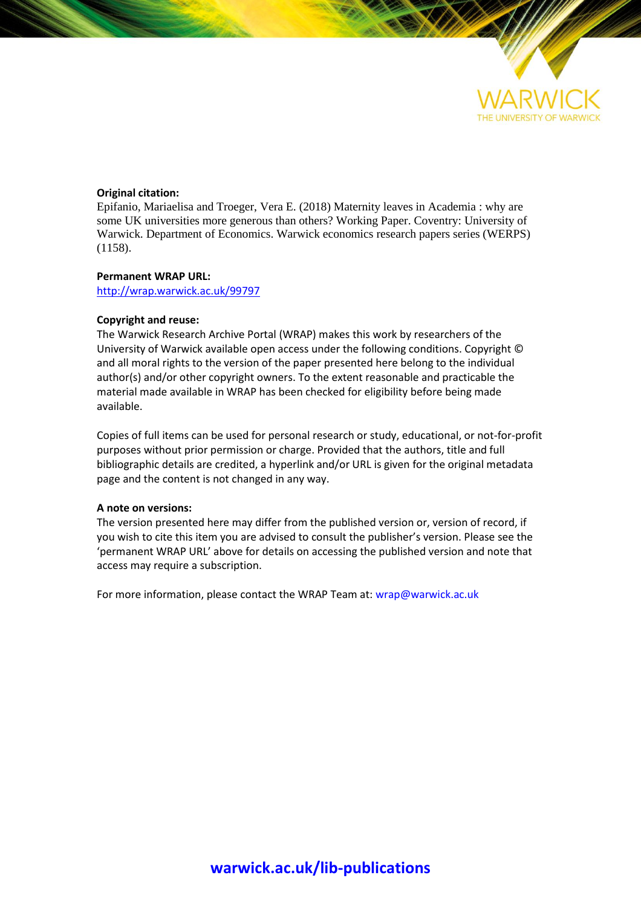WARWICK

THE UNIVERSITY OF WARWICK

**Original citation:**
Epifanio, Mariaelisa and Troeger, Vera E. (2018) Maternity leaves in Academia : why are some UK universities more generous than others? Working Paper. Coventry: University of Warwick. Department of Economics. Warwick economics research papers series (WERPS) (1158).

**Permanent WRAP URL:**
http://wrap.warwick.ac.uk/99797

**Copyright and reuse:**
The Warwick Research Archive Portal (WRAP) makes this work by researchers of the University of Warwick available open access under the following conditions. Copyright © and all moral rights to the version of the paper presented here belong to the individual author(s) and/or other copyright owners. To the extent reasonable and practicable the material made available in WRAP has been checked for eligibility before being made available.

Copies of full items can be used for personal research or study, educational, or not-for-profit purposes without prior permission or charge. Provided that the authors, title and full bibliographic details are credited, a hyperlink and/or URL is given for the original metadata page and the content is not changed in any way.

**A note on versions:**
The version presented here may differ from the published version or, version of record, if you wish to cite this item you are advised to consult the publisher's version. Please see the 'permanent WRAP URL' above for details on accessing the published version and note that access may require a subscription.

For more information, please contact the WRAP Team at: wrap@warwick.ac.uk

**warwick.ac.uk/lib-publications**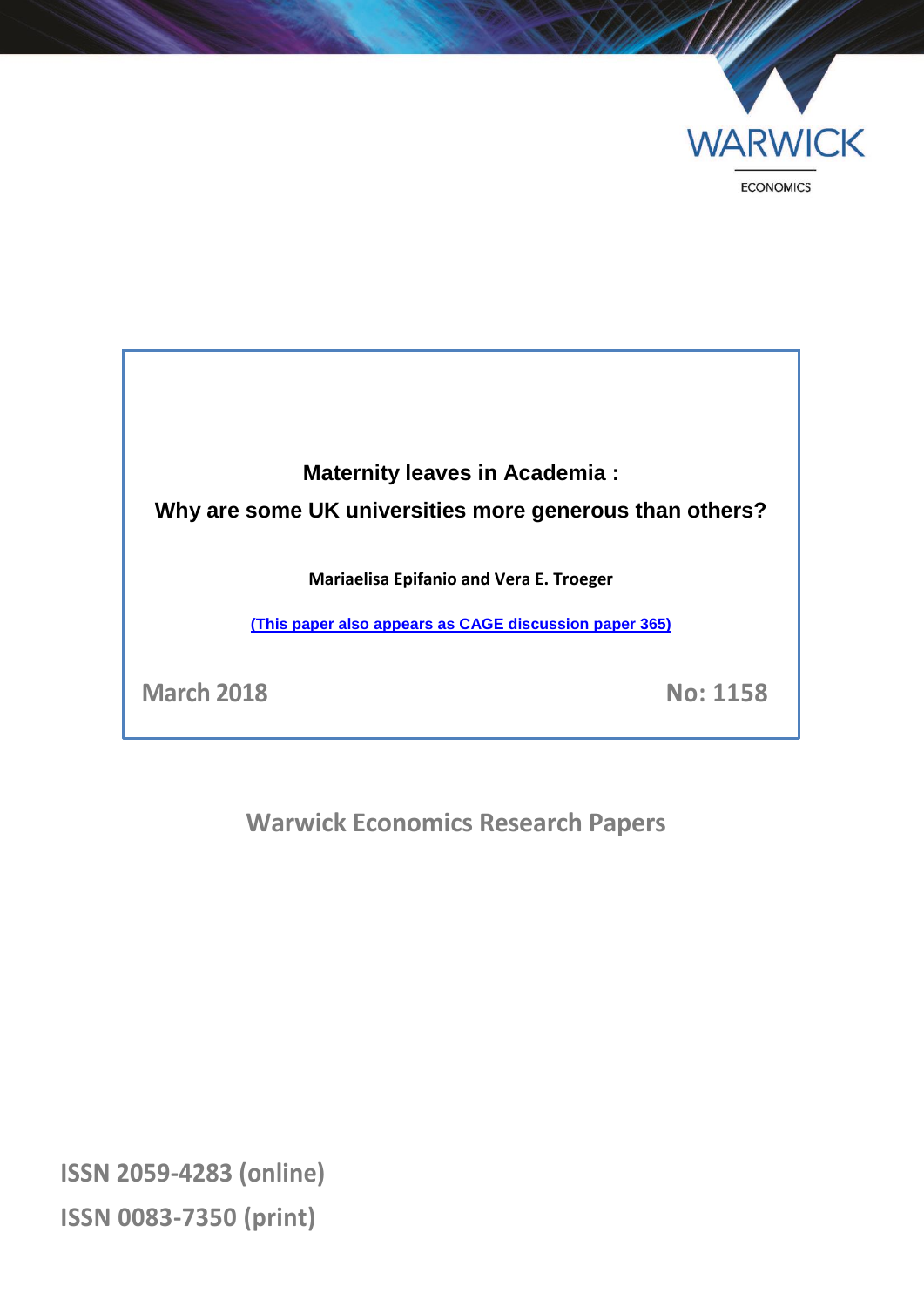WARWICK

ECONOMICS

**Maternity leaves in Academia :**

**Why are some UK universities more generous than others?**

**Mariaelisa Epifanio and Vera E. Troeger**

[(This paper also appears as CAGE discussion paper 365)]

March 2018

No: 1158

Warwick Economics Research Papers

ISSN 2059-4283 (online)

ISSN 0083-7350 (print)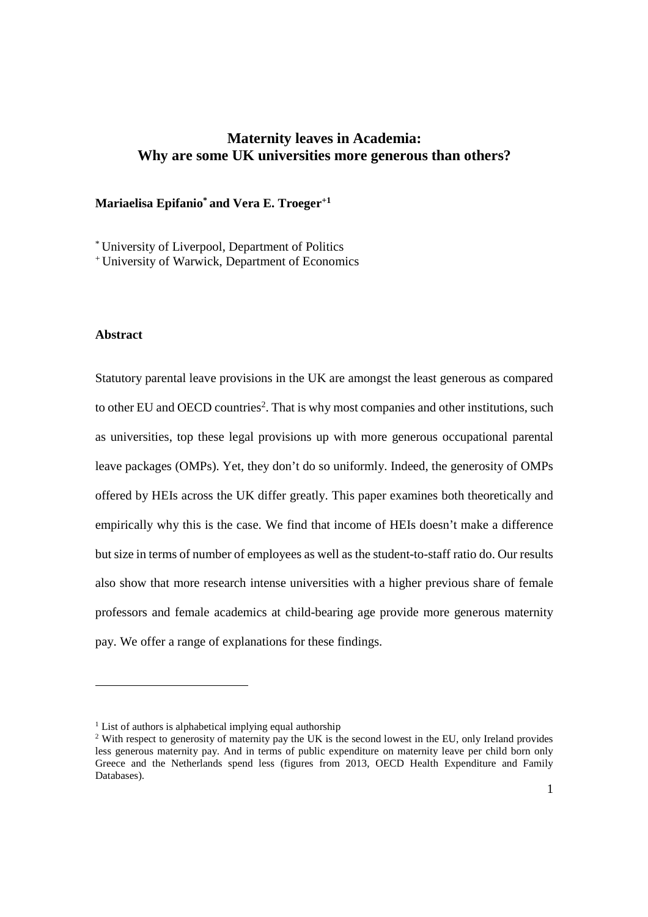# Maternity leaves in Academia: Why are some UK universities more generous than others?

**Mariaelisa Epifanio[*] and Vera E. Troeger[+1]**

[*] University of Liverpool, Department of Politics
[+] University of Warwick, Department of Economics

### Abstract

Statutory parental leave provisions in the UK are amongst the least generous as compared to other EU and OECD countries[2]. That is why most companies and other institutions, such as universities, top these legal provisions up with more generous occupational parental leave packages (OMPs). Yet, they don't do so uniformly. Indeed, the generosity of OMPs offered by HEIs across the UK differ greatly. This paper examines both theoretically and empirically why this is the case. We find that income of HEIs doesn't make a difference but size in terms of number of employees as well as the student-to-staff ratio do. Our results also show that more research intense universities with a higher previous share of female professors and female academics at child-bearing age provide more generous maternity pay. We offer a range of explanations for these findings.

---

[1] List of authors is alphabetical implying equal authorship

[2] With respect to generosity of maternity pay the UK is the second lowest in the EU, only Ireland provides less generous maternity pay. And in terms of public expenditure on maternity leave per child born only Greece and the Netherlands spend less (figures from 2013, OECD Health Expenditure and Family Databases).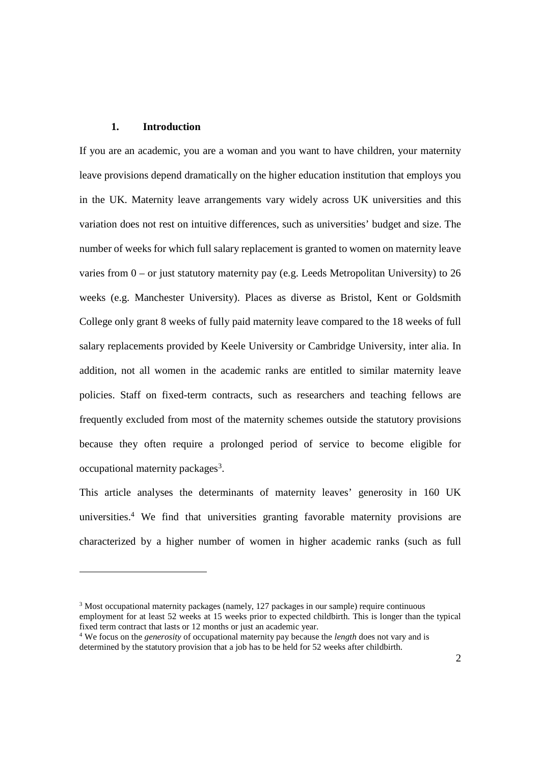## 1. Introduction

If you are an academic, you are a woman and you want to have children, your maternity leave provisions depend dramatically on the higher education institution that employs you in the UK. Maternity leave arrangements vary widely across UK universities and this variation does not rest on intuitive differences, such as universities' budget and size. The number of weeks for which full salary replacement is granted to women on maternity leave varies from 0 – or just statutory maternity pay (e.g. Leeds Metropolitan University) to 26 weeks (e.g. Manchester University). Places as diverse as Bristol, Kent or Goldsmith College only grant 8 weeks of fully paid maternity leave compared to the 18 weeks of full salary replacements provided by Keele University or Cambridge University, inter alia. In addition, not all women in the academic ranks are entitled to similar maternity leave policies. Staff on fixed-term contracts, such as researchers and teaching fellows are frequently excluded from most of the maternity schemes outside the statutory provisions because they often require a prolonged period of service to become eligible for occupational maternity packages[3].

This article analyses the determinants of maternity leaves' generosity in 160 UK universities.[4] We find that universities granting favorable maternity provisions are characterized by a higher number of women in higher academic ranks (such as full

---

[3] Most occupational maternity packages (namely, 127 packages in our sample) require continuous employment for at least 52 weeks at 15 weeks prior to expected childbirth. This is longer than the typical fixed term contract that lasts or 12 months or just an academic year.

[4] We focus on the *generosity* of occupational maternity pay because the *length* does not vary and is determined by the statutory provision that a job has to be held for 52 weeks after childbirth.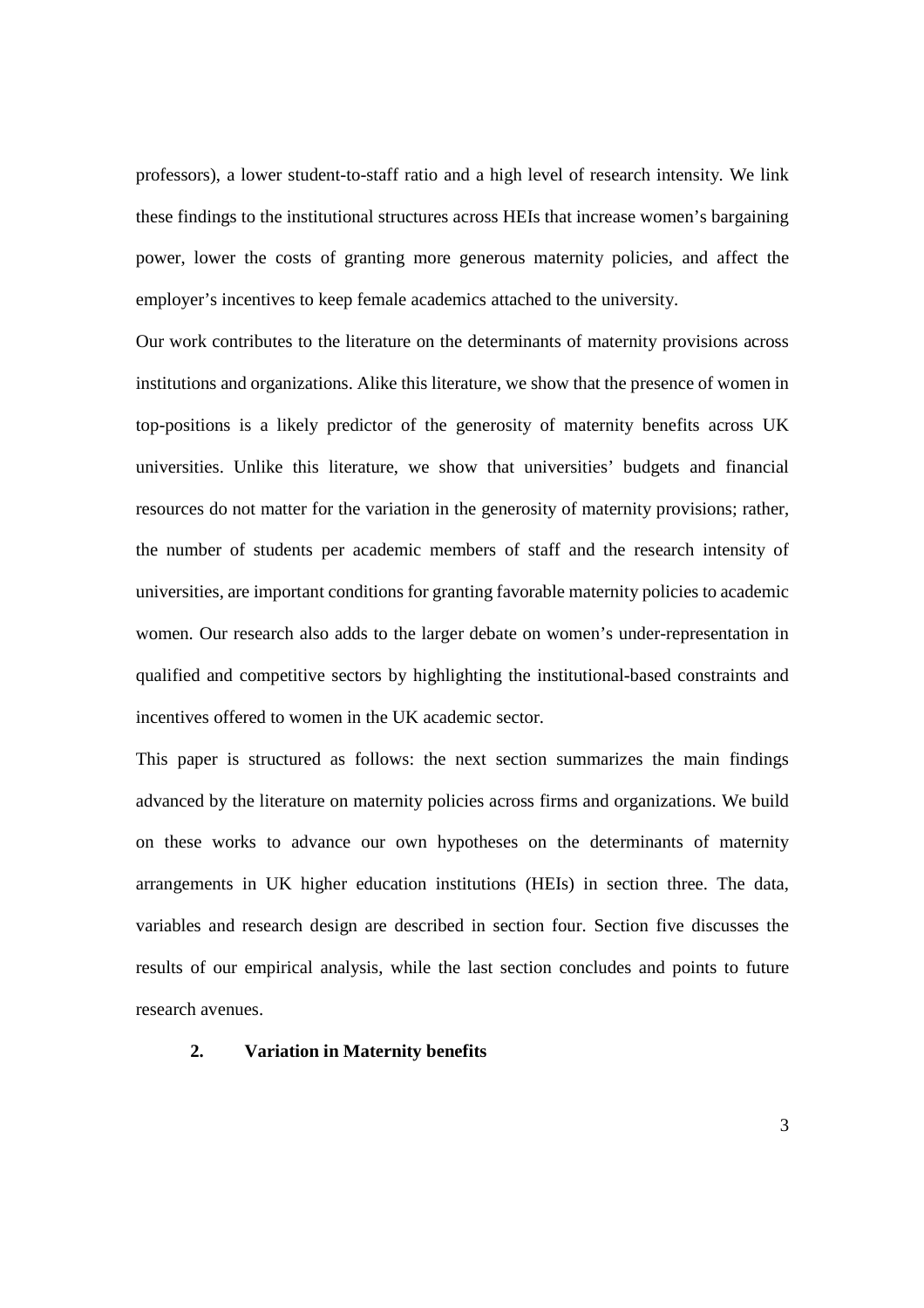professors), a lower student-to-staff ratio and a high level of research intensity. We link these findings to the institutional structures across HEIs that increase women's bargaining power, lower the costs of granting more generous maternity policies, and affect the employer's incentives to keep female academics attached to the university.

Our work contributes to the literature on the determinants of maternity provisions across institutions and organizations. Alike this literature, we show that the presence of women in top-positions is a likely predictor of the generosity of maternity benefits across UK universities. Unlike this literature, we show that universities' budgets and financial resources do not matter for the variation in the generosity of maternity provisions; rather, the number of students per academic members of staff and the research intensity of universities, are important conditions for granting favorable maternity policies to academic women. Our research also adds to the larger debate on women's under-representation in qualified and competitive sectors by highlighting the institutional-based constraints and incentives offered to women in the UK academic sector.

This paper is structured as follows: the next section summarizes the main findings advanced by the literature on maternity policies across firms and organizations. We build on these works to advance our own hypotheses on the determinants of maternity arrangements in UK higher education institutions (HEIs) in section three. The data, variables and research design are described in section four. Section five discusses the results of our empirical analysis, while the last section concludes and points to future research avenues.

## 2. Variation in Maternity benefits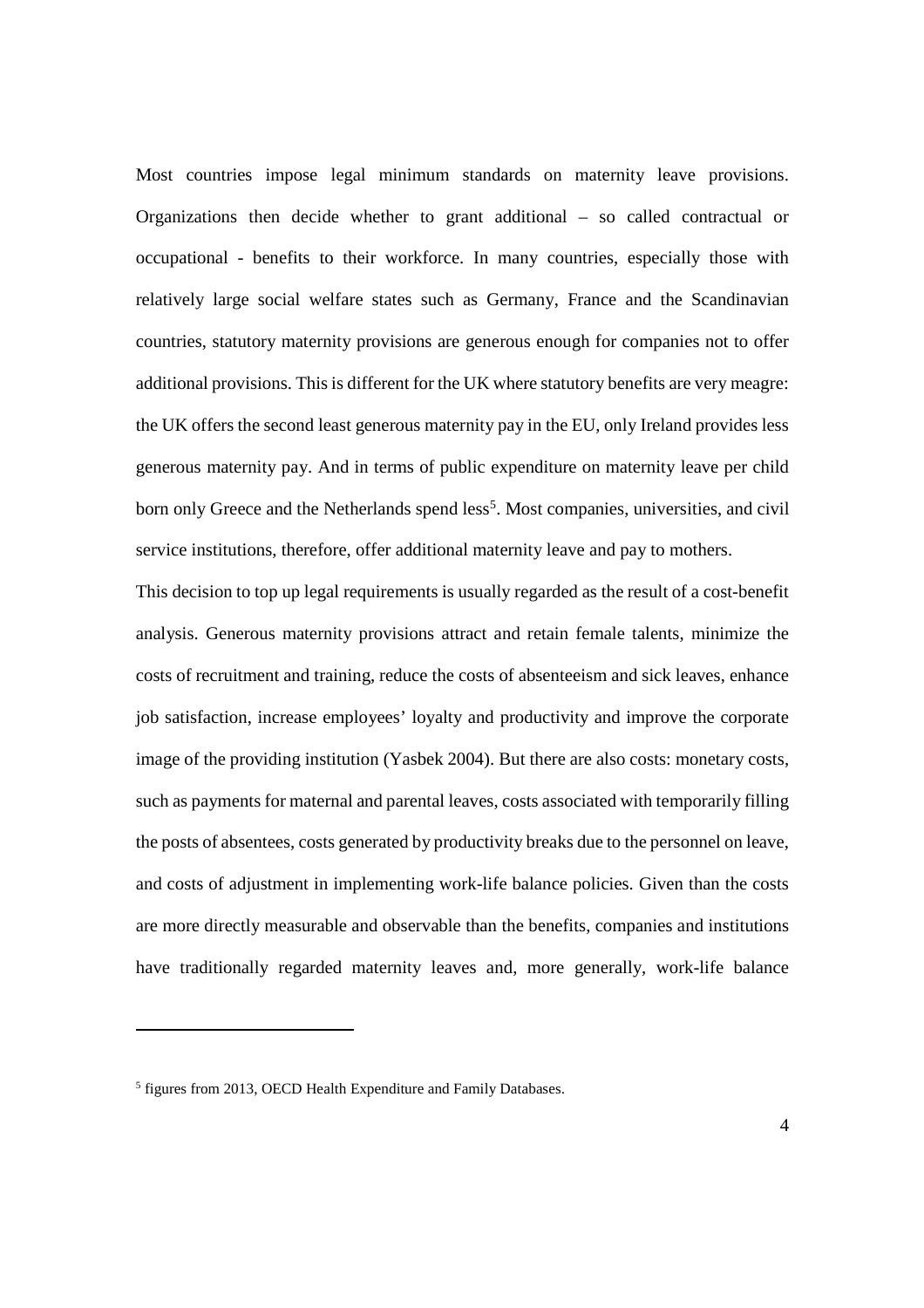Most countries impose legal minimum standards on maternity leave provisions. Organizations then decide whether to grant additional – so called contractual or occupational - benefits to their workforce. In many countries, especially those with relatively large social welfare states such as Germany, France and the Scandinavian countries, statutory maternity provisions are generous enough for companies not to offer additional provisions. This is different for the UK where statutory benefits are very meagre: the UK offers the second least generous maternity pay in the EU, only Ireland provides less generous maternity pay. And in terms of public expenditure on maternity leave per child born only Greece and the Netherlands spend less[5]. Most companies, universities, and civil service institutions, therefore, offer additional maternity leave and pay to mothers.

This decision to top up legal requirements is usually regarded as the result of a cost-benefit analysis. Generous maternity provisions attract and retain female talents, minimize the costs of recruitment and training, reduce the costs of absenteeism and sick leaves, enhance job satisfaction, increase employees' loyalty and productivity and improve the corporate image of the providing institution (Yasbek 2004). But there are also costs: monetary costs, such as payments for maternal and parental leaves, costs associated with temporarily filling the posts of absentees, costs generated by productivity breaks due to the personnel on leave, and costs of adjustment in implementing work-life balance policies. Given than the costs are more directly measurable and observable than the benefits, companies and institutions have traditionally regarded maternity leaves and, more generally, work-life balance

[5] figures from 2013, OECD Health Expenditure and Family Databases.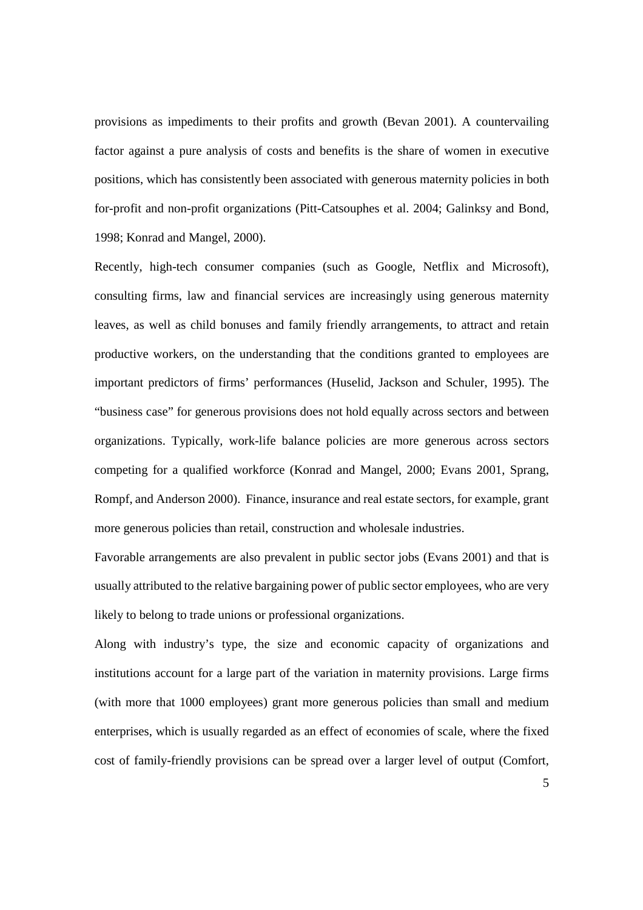provisions as impediments to their profits and growth (Bevan 2001). A countervailing factor against a pure analysis of costs and benefits is the share of women in executive positions, which has consistently been associated with generous maternity policies in both for-profit and non-profit organizations (Pitt-Catsouphes et al. 2004; Galinksy and Bond, 1998; Konrad and Mangel, 2000).

Recently, high-tech consumer companies (such as Google, Netflix and Microsoft), consulting firms, law and financial services are increasingly using generous maternity leaves, as well as child bonuses and family friendly arrangements, to attract and retain productive workers, on the understanding that the conditions granted to employees are important predictors of firms' performances (Huselid, Jackson and Schuler, 1995). The "business case" for generous provisions does not hold equally across sectors and between organizations. Typically, work-life balance policies are more generous across sectors competing for a qualified workforce (Konrad and Mangel, 2000; Evans 2001, Sprang, Rompf, and Anderson 2000). Finance, insurance and real estate sectors, for example, grant more generous policies than retail, construction and wholesale industries.

Favorable arrangements are also prevalent in public sector jobs (Evans 2001) and that is usually attributed to the relative bargaining power of public sector employees, who are very likely to belong to trade unions or professional organizations.

Along with industry's type, the size and economic capacity of organizations and institutions account for a large part of the variation in maternity provisions. Large firms (with more that 1000 employees) grant more generous policies than small and medium enterprises, which is usually regarded as an effect of economies of scale, where the fixed cost of family-friendly provisions can be spread over a larger level of output (Comfort,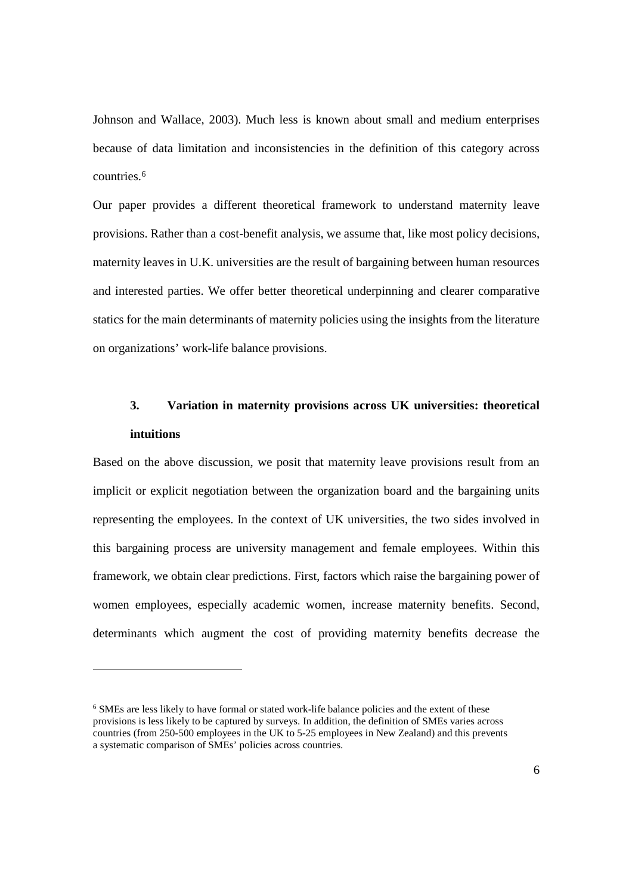Johnson and Wallace, 2003). Much less is known about small and medium enterprises because of data limitation and inconsistencies in the definition of this category across countries.[6]

Our paper provides a different theoretical framework to understand maternity leave provisions. Rather than a cost-benefit analysis, we assume that, like most policy decisions, maternity leaves in U.K. universities are the result of bargaining between human resources and interested parties. We offer better theoretical underpinning and clearer comparative statics for the main determinants of maternity policies using the insights from the literature on organizations' work-life balance provisions.

## 3. Variation in maternity provisions across UK universities: theoretical intuitions

Based on the above discussion, we posit that maternity leave provisions result from an implicit or explicit negotiation between the organization board and the bargaining units representing the employees. In the context of UK universities, the two sides involved in this bargaining process are university management and female employees. Within this framework, we obtain clear predictions. First, factors which raise the bargaining power of women employees, especially academic women, increase maternity benefits. Second, determinants which augment the cost of providing maternity benefits decrease the

---

[6] SMEs are less likely to have formal or stated work-life balance policies and the extent of these provisions is less likely to be captured by surveys. In addition, the definition of SMEs varies across countries (from 250-500 employees in the UK to 5-25 employees in New Zealand) and this prevents a systematic comparison of SMEs' policies across countries.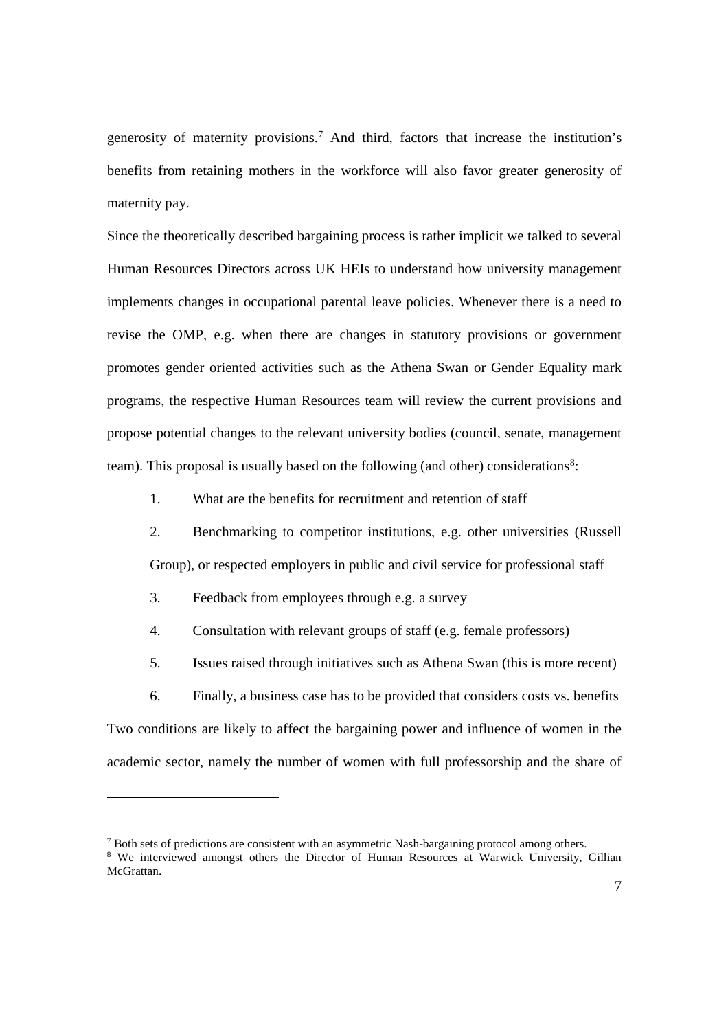generosity of maternity provisions.[7] And third, factors that increase the institution's benefits from retaining mothers in the workforce will also favor greater generosity of maternity pay.

Since the theoretically described bargaining process is rather implicit we talked to several Human Resources Directors across UK HEIs to understand how university management implements changes in occupational parental leave policies. Whenever there is a need to revise the OMP, e.g. when there are changes in statutory provisions or government promotes gender oriented activities such as the Athena Swan or Gender Equality mark programs, the respective Human Resources team will review the current provisions and propose potential changes to the relevant university bodies (council, senate, management team). This proposal is usually based on the following (and other) considerations[8]:

1. What are the benefits for recruitment and retention of staff
2. Benchmarking to competitor institutions, e.g. other universities (Russell Group), or respected employers in public and civil service for professional staff
3. Feedback from employees through e.g. a survey
4. Consultation with relevant groups of staff (e.g. female professors)
5. Issues raised through initiatives such as Athena Swan (this is more recent)
6. Finally, a business case has to be provided that considers costs vs. benefits

Two conditions are likely to affect the bargaining power and influence of women in the academic sector, namely the number of women with full professorship and the share of

---

[7] Both sets of predictions are consistent with an asymmetric Nash-bargaining protocol among others.

[8] We interviewed amongst others the Director of Human Resources at Warwick University, Gillian McGrattan.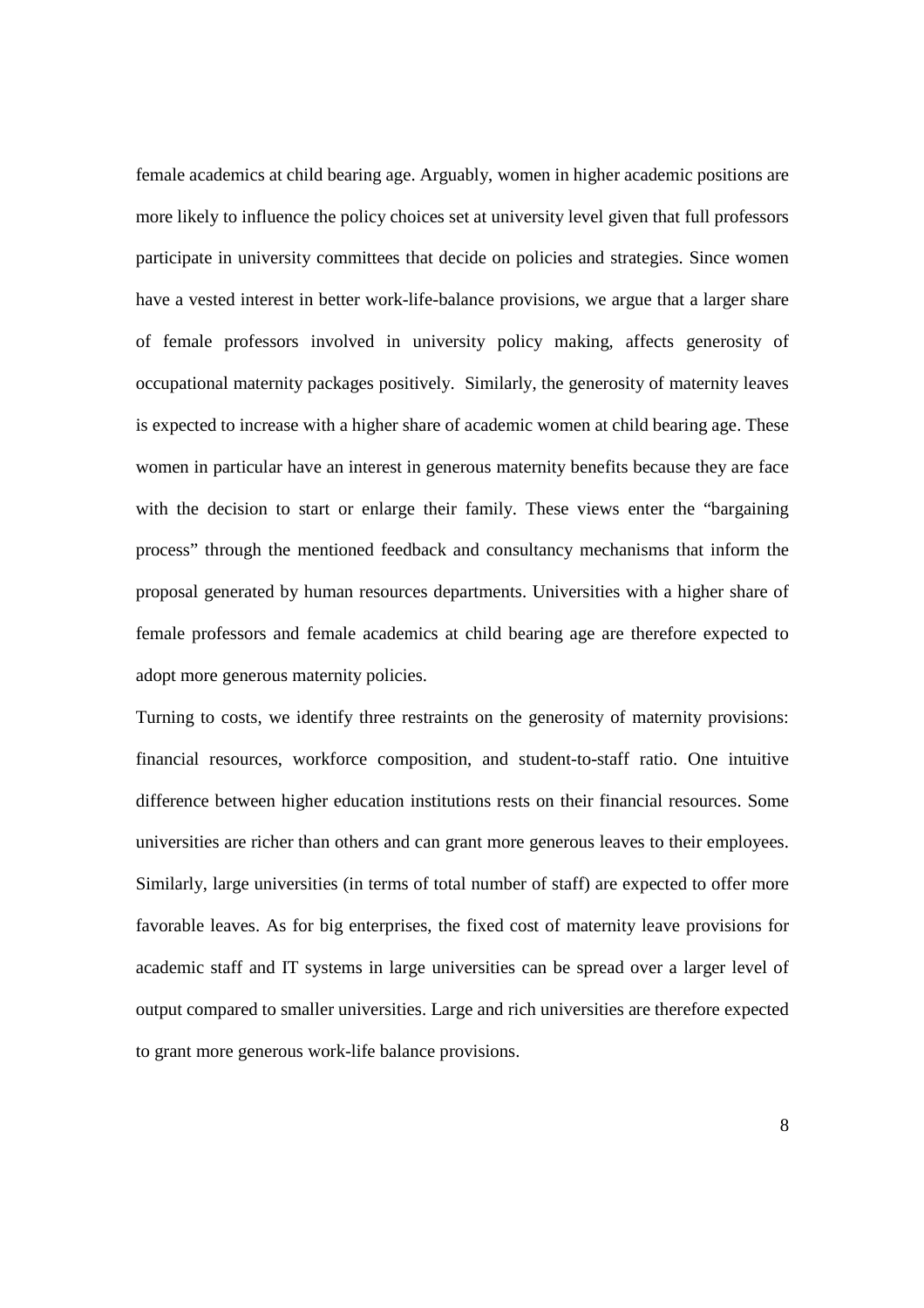female academics at child bearing age. Arguably, women in higher academic positions are more likely to influence the policy choices set at university level given that full professors participate in university committees that decide on policies and strategies. Since women have a vested interest in better work-life-balance provisions, we argue that a larger share of female professors involved in university policy making, affects generosity of occupational maternity packages positively. Similarly, the generosity of maternity leaves is expected to increase with a higher share of academic women at child bearing age. These women in particular have an interest in generous maternity benefits because they are face with the decision to start or enlarge their family. These views enter the "bargaining process" through the mentioned feedback and consultancy mechanisms that inform the proposal generated by human resources departments. Universities with a higher share of female professors and female academics at child bearing age are therefore expected to adopt more generous maternity policies.

Turning to costs, we identify three restraints on the generosity of maternity provisions: financial resources, workforce composition, and student-to-staff ratio. One intuitive difference between higher education institutions rests on their financial resources. Some universities are richer than others and can grant more generous leaves to their employees. Similarly, large universities (in terms of total number of staff) are expected to offer more favorable leaves. As for big enterprises, the fixed cost of maternity leave provisions for academic staff and IT systems in large universities can be spread over a larger level of output compared to smaller universities. Large and rich universities are therefore expected to grant more generous work-life balance provisions.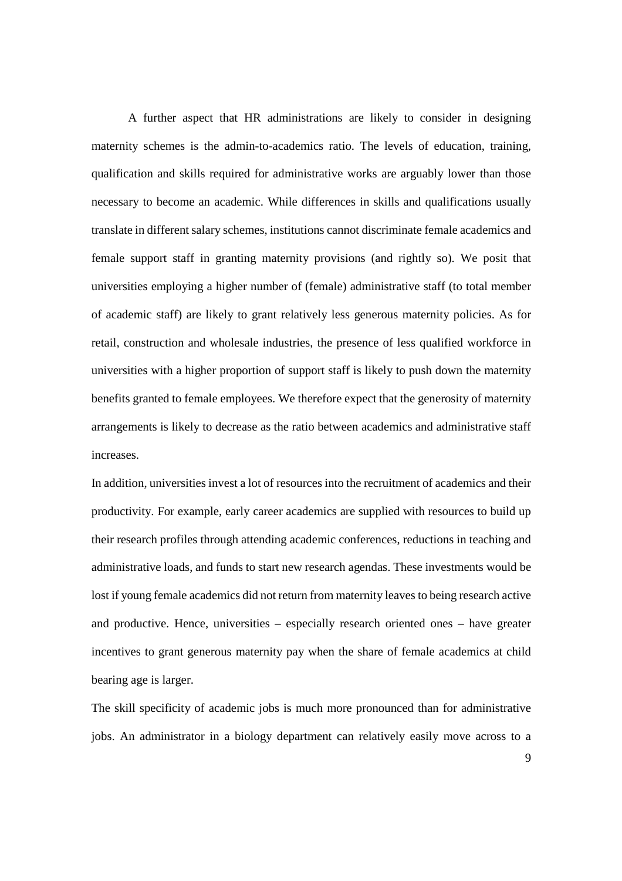A further aspect that HR administrations are likely to consider in designing maternity schemes is the admin-to-academics ratio. The levels of education, training, qualification and skills required for administrative works are arguably lower than those necessary to become an academic. While differences in skills and qualifications usually translate in different salary schemes, institutions cannot discriminate female academics and female support staff in granting maternity provisions (and rightly so). We posit that universities employing a higher number of (female) administrative staff (to total member of academic staff) are likely to grant relatively less generous maternity policies. As for retail, construction and wholesale industries, the presence of less qualified workforce in universities with a higher proportion of support staff is likely to push down the maternity benefits granted to female employees. We therefore expect that the generosity of maternity arrangements is likely to decrease as the ratio between academics and administrative staff increases.

In addition, universities invest a lot of resources into the recruitment of academics and their productivity. For example, early career academics are supplied with resources to build up their research profiles through attending academic conferences, reductions in teaching and administrative loads, and funds to start new research agendas. These investments would be lost if young female academics did not return from maternity leaves to being research active and productive. Hence, universities – especially research oriented ones – have greater incentives to grant generous maternity pay when the share of female academics at child bearing age is larger.

The skill specificity of academic jobs is much more pronounced than for administrative jobs. An administrator in a biology department can relatively easily move across to a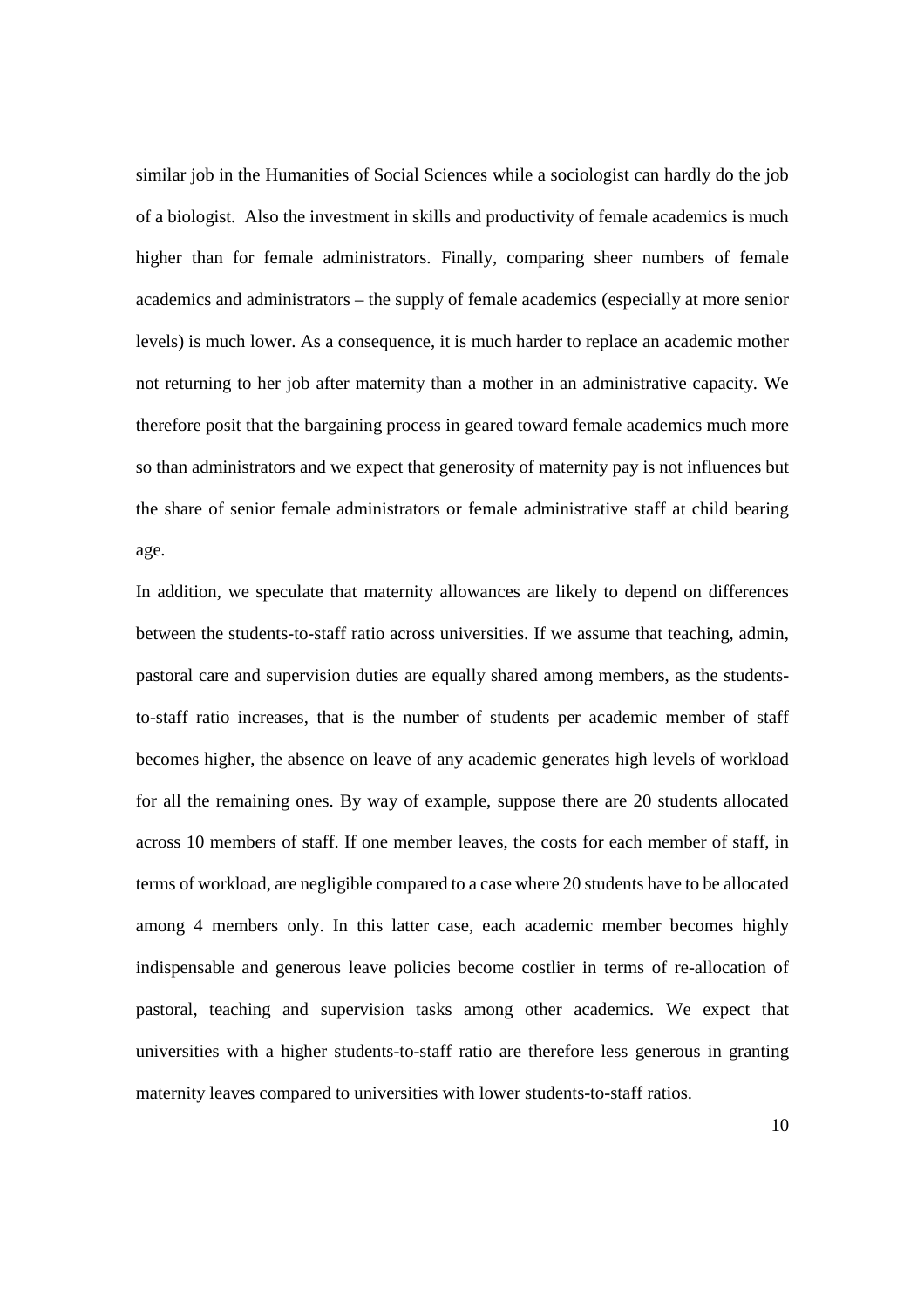similar job in the Humanities of Social Sciences while a sociologist can hardly do the job of a biologist. Also the investment in skills and productivity of female academics is much higher than for female administrators. Finally, comparing sheer numbers of female academics and administrators – the supply of female academics (especially at more senior levels) is much lower. As a consequence, it is much harder to replace an academic mother not returning to her job after maternity than a mother in an administrative capacity. We therefore posit that the bargaining process in geared toward female academics much more so than administrators and we expect that generosity of maternity pay is not influences but the share of senior female administrators or female administrative staff at child bearing age.

In addition, we speculate that maternity allowances are likely to depend on differences between the students-to-staff ratio across universities. If we assume that teaching, admin, pastoral care and supervision duties are equally shared among members, as the students-to-staff ratio increases, that is the number of students per academic member of staff becomes higher, the absence on leave of any academic generates high levels of workload for all the remaining ones. By way of example, suppose there are 20 students allocated across 10 members of staff. If one member leaves, the costs for each member of staff, in terms of workload, are negligible compared to a case where 20 students have to be allocated among 4 members only. In this latter case, each academic member becomes highly indispensable and generous leave policies become costlier in terms of re-allocation of pastoral, teaching and supervision tasks among other academics. We expect that universities with a higher students-to-staff ratio are therefore less generous in granting maternity leaves compared to universities with lower students-to-staff ratios.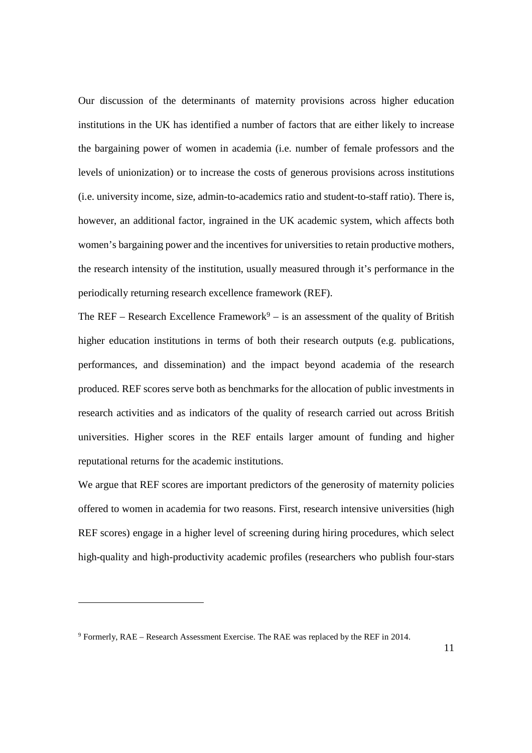Our discussion of the determinants of maternity provisions across higher education institutions in the UK has identified a number of factors that are either likely to increase the bargaining power of women in academia (i.e. number of female professors and the levels of unionization) or to increase the costs of generous provisions across institutions (i.e. university income, size, admin-to-academics ratio and student-to-staff ratio). There is, however, an additional factor, ingrained in the UK academic system, which affects both women's bargaining power and the incentives for universities to retain productive mothers, the research intensity of the institution, usually measured through it's performance in the periodically returning research excellence framework (REF).

The REF – Research Excellence Framework[9] – is an assessment of the quality of British higher education institutions in terms of both their research outputs (e.g. publications, performances, and dissemination) and the impact beyond academia of the research produced. REF scores serve both as benchmarks for the allocation of public investments in research activities and as indicators of the quality of research carried out across British universities. Higher scores in the REF entails larger amount of funding and higher reputational returns for the academic institutions.

We argue that REF scores are important predictors of the generosity of maternity policies offered to women in academia for two reasons. First, research intensive universities (high REF scores) engage in a higher level of screening during hiring procedures, which select high-quality and high-productivity academic profiles (researchers who publish four-stars

---

[9] Formerly, RAE – Research Assessment Exercise. The RAE was replaced by the REF in 2014.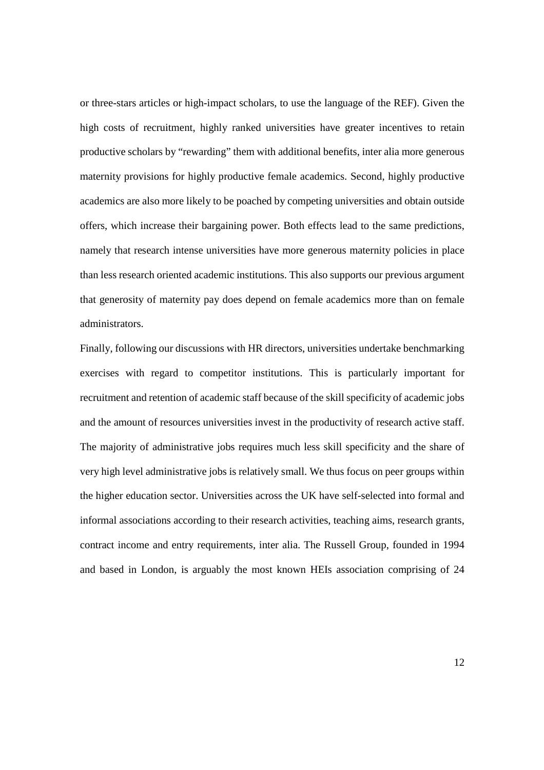or three-stars articles or high-impact scholars, to use the language of the REF). Given the high costs of recruitment, highly ranked universities have greater incentives to retain productive scholars by "rewarding" them with additional benefits, inter alia more generous maternity provisions for highly productive female academics. Second, highly productive academics are also more likely to be poached by competing universities and obtain outside offers, which increase their bargaining power. Both effects lead to the same predictions, namely that research intense universities have more generous maternity policies in place than less research oriented academic institutions. This also supports our previous argument that generosity of maternity pay does depend on female academics more than on female administrators.

Finally, following our discussions with HR directors, universities undertake benchmarking exercises with regard to competitor institutions. This is particularly important for recruitment and retention of academic staff because of the skill specificity of academic jobs and the amount of resources universities invest in the productivity of research active staff. The majority of administrative jobs requires much less skill specificity and the share of very high level administrative jobs is relatively small. We thus focus on peer groups within the higher education sector. Universities across the UK have self-selected into formal and informal associations according to their research activities, teaching aims, research grants, contract income and entry requirements, inter alia. The Russell Group, founded in 1994 and based in London, is arguably the most known HEIs association comprising of 24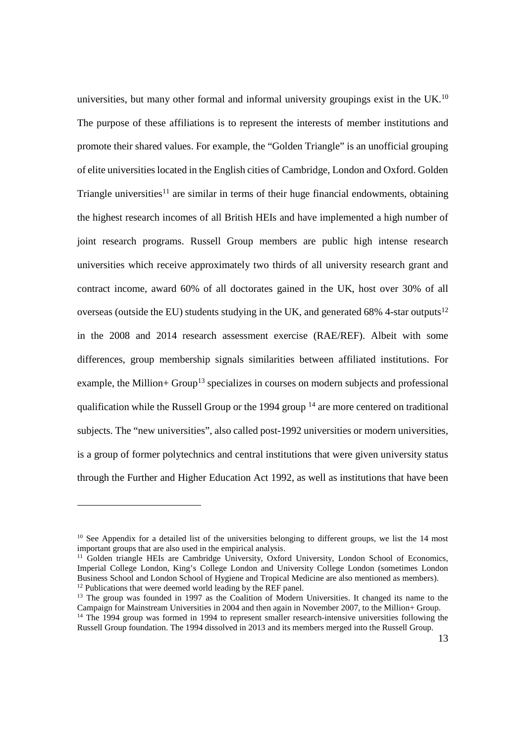universities, but many other formal and informal university groupings exist in the UK.[10] The purpose of these affiliations is to represent the interests of member institutions and promote their shared values. For example, the "Golden Triangle" is an unofficial grouping of elite universities located in the English cities of Cambridge, London and Oxford. Golden Triangle universities[11] are similar in terms of their huge financial endowments, obtaining the highest research incomes of all British HEIs and have implemented a high number of joint research programs. Russell Group members are public high intense research universities which receive approximately two thirds of all university research grant and contract income, award 60% of all doctorates gained in the UK, host over 30% of all overseas (outside the EU) students studying in the UK, and generated 68% 4-star outputs[12] in the 2008 and 2014 research assessment exercise (RAE/REF). Albeit with some differences, group membership signals similarities between affiliated institutions. For example, the Million+ Group[13] specializes in courses on modern subjects and professional qualification while the Russell Group or the 1994 group [14] are more centered on traditional subjects. The "new universities", also called post-1992 universities or modern universities, is a group of former polytechnics and central institutions that were given university status through the Further and Higher Education Act 1992, as well as institutions that have been

---

[10] See Appendix for a detailed list of the universities belonging to different groups, we list the 14 most important groups that are also used in the empirical analysis.

[11] Golden triangle HEIs are Cambridge University, Oxford University, London School of Economics, Imperial College London, King's College London and University College London (sometimes London Business School and London School of Hygiene and Tropical Medicine are also mentioned as members).

[12] Publications that were deemed world leading by the REF panel.

[13] The group was founded in 1997 as the Coalition of Modern Universities. It changed its name to the Campaign for Mainstream Universities in 2004 and then again in November 2007, to the Million+ Group.

[14] The 1994 group was formed in 1994 to represent smaller research-intensive universities following the Russell Group foundation. The 1994 dissolved in 2013 and its members merged into the Russell Group.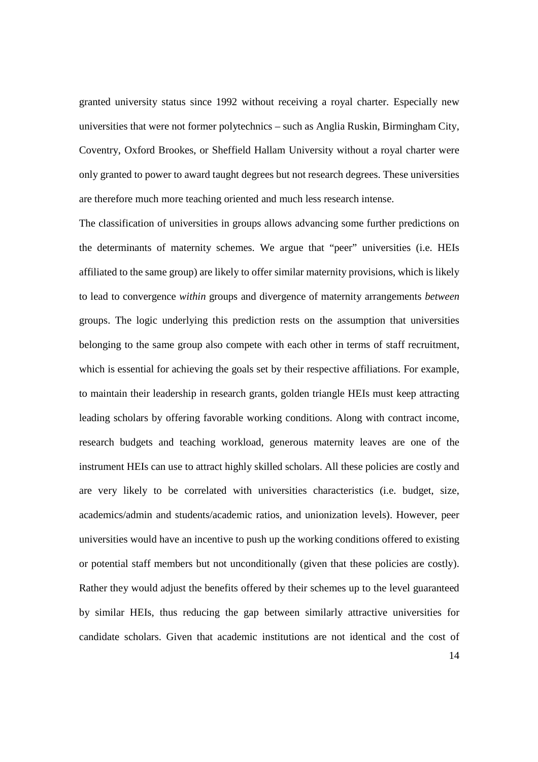granted university status since 1992 without receiving a royal charter. Especially new universities that were not former polytechnics – such as Anglia Ruskin, Birmingham City, Coventry, Oxford Brookes, or Sheffield Hallam University without a royal charter were only granted to power to award taught degrees but not research degrees. These universities are therefore much more teaching oriented and much less research intense.

The classification of universities in groups allows advancing some further predictions on the determinants of maternity schemes. We argue that "peer" universities (i.e. HEIs affiliated to the same group) are likely to offer similar maternity provisions, which is likely to lead to convergence *within* groups and divergence of maternity arrangements *between* groups. The logic underlying this prediction rests on the assumption that universities belonging to the same group also compete with each other in terms of staff recruitment, which is essential for achieving the goals set by their respective affiliations. For example, to maintain their leadership in research grants, golden triangle HEIs must keep attracting leading scholars by offering favorable working conditions. Along with contract income, research budgets and teaching workload, generous maternity leaves are one of the instrument HEIs can use to attract highly skilled scholars. All these policies are costly and are very likely to be correlated with universities characteristics (i.e. budget, size, academics/admin and students/academic ratios, and unionization levels). However, peer universities would have an incentive to push up the working conditions offered to existing or potential staff members but not unconditionally (given that these policies are costly). Rather they would adjust the benefits offered by their schemes up to the level guaranteed by similar HEIs, thus reducing the gap between similarly attractive universities for candidate scholars. Given that academic institutions are not identical and the cost of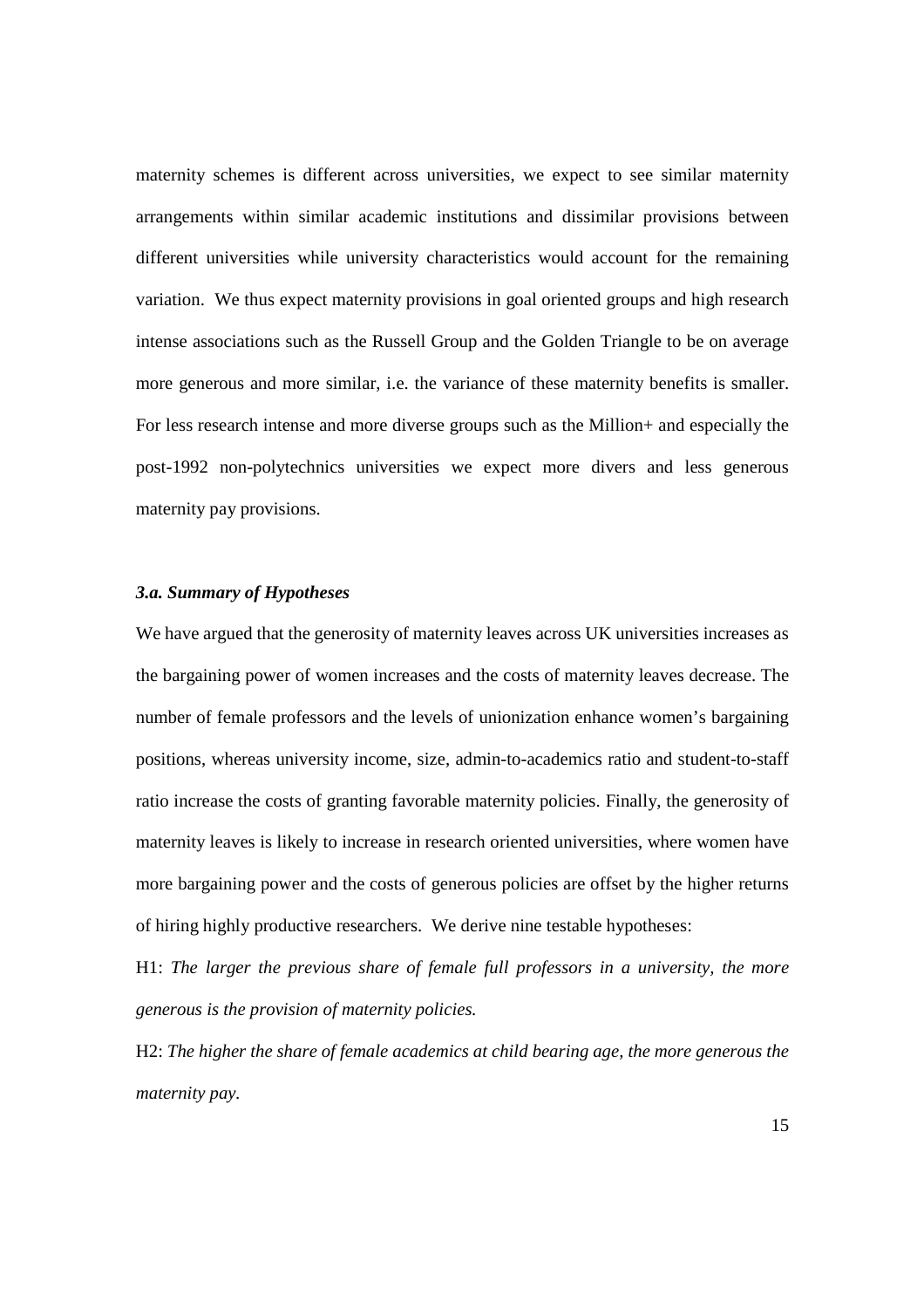maternity schemes is different across universities, we expect to see similar maternity arrangements within similar academic institutions and dissimilar provisions between different universities while university characteristics would account for the remaining variation. We thus expect maternity provisions in goal oriented groups and high research intense associations such as the Russell Group and the Golden Triangle to be on average more generous and more similar, i.e. the variance of these maternity benefits is smaller. For less research intense and more diverse groups such as the Million+ and especially the post-1992 non-polytechnics universities we expect more divers and less generous maternity pay provisions.

### *3.a. Summary of Hypotheses*

We have argued that the generosity of maternity leaves across UK universities increases as the bargaining power of women increases and the costs of maternity leaves decrease. The number of female professors and the levels of unionization enhance women's bargaining positions, whereas university income, size, admin-to-academics ratio and student-to-staff ratio increase the costs of granting favorable maternity policies. Finally, the generosity of maternity leaves is likely to increase in research oriented universities, where women have more bargaining power and the costs of generous policies are offset by the higher returns of hiring highly productive researchers. We derive nine testable hypotheses:

H1: *The larger the previous share of female full professors in a university, the more generous is the provision of maternity policies.*

H2: *The higher the share of female academics at child bearing age, the more generous the maternity pay.*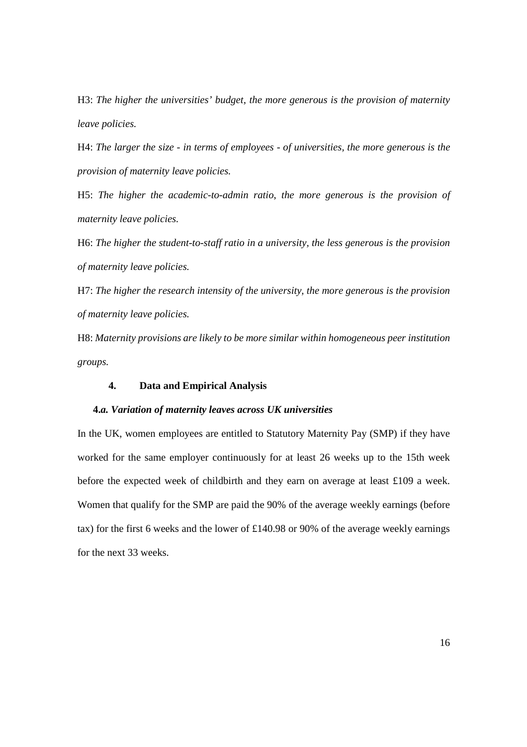H3: *The higher the universities' budget, the more generous is the provision of maternity leave policies.*

H4: *The larger the size - in terms of employees - of universities, the more generous is the provision of maternity leave policies.*

H5: *The higher the academic-to-admin ratio, the more generous is the provision of maternity leave policies.*

H6: *The higher the student-to-staff ratio in a university, the less generous is the provision of maternity leave policies.*

H7: *The higher the research intensity of the university, the more generous is the provision of maternity leave policies.*

H8: *Maternity provisions are likely to be more similar within homogeneous peer institution groups.*

## 4. Data and Empirical Analysis

### 4.*a. Variation of maternity leaves across UK universities*

In the UK, women employees are entitled to Statutory Maternity Pay (SMP) if they have worked for the same employer continuously for at least 26 weeks up to the 15th week before the expected week of childbirth and they earn on average at least £109 a week. Women that qualify for the SMP are paid the 90% of the average weekly earnings (before tax) for the first 6 weeks and the lower of £140.98 or 90% of the average weekly earnings for the next 33 weeks.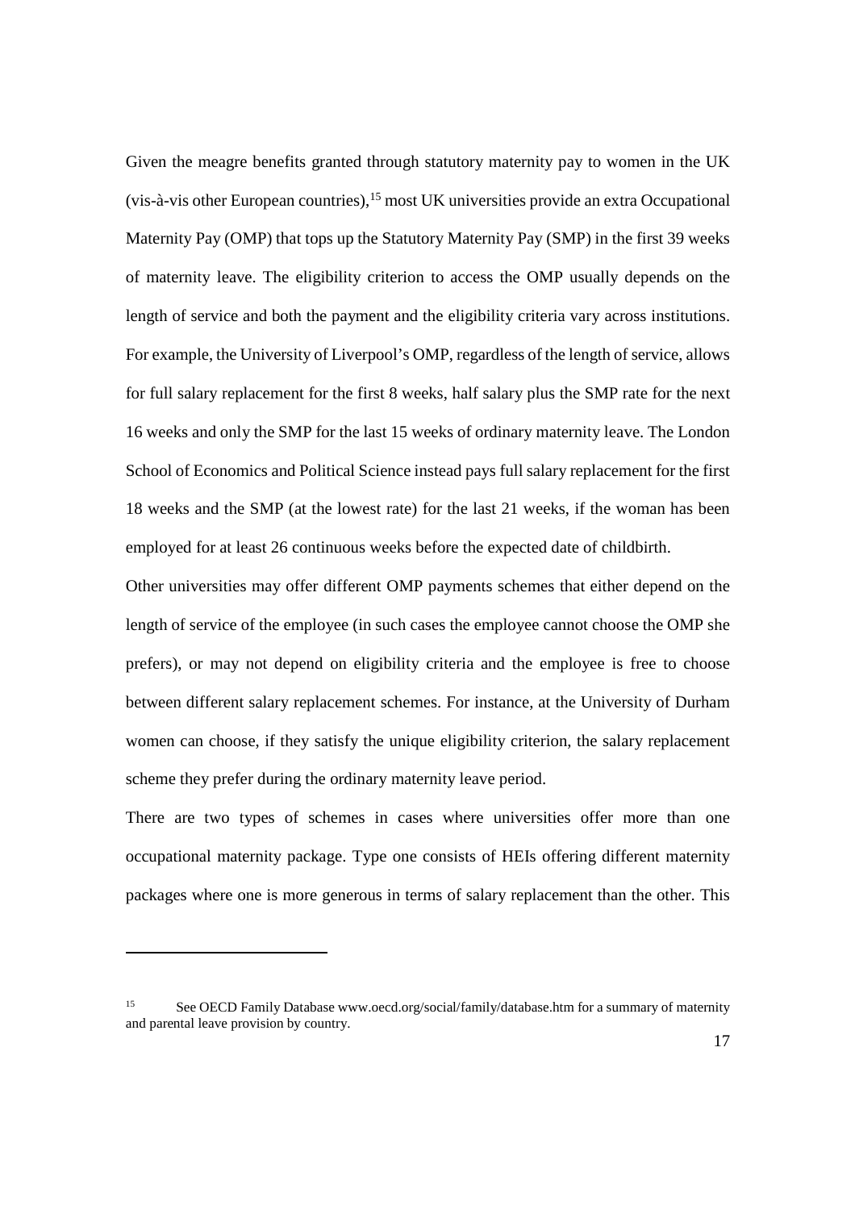Given the meagre benefits granted through statutory maternity pay to women in the UK (vis-à-vis other European countries),[15] most UK universities provide an extra Occupational Maternity Pay (OMP) that tops up the Statutory Maternity Pay (SMP) in the first 39 weeks of maternity leave. The eligibility criterion to access the OMP usually depends on the length of service and both the payment and the eligibility criteria vary across institutions. For example, the University of Liverpool's OMP, regardless of the length of service, allows for full salary replacement for the first 8 weeks, half salary plus the SMP rate for the next 16 weeks and only the SMP for the last 15 weeks of ordinary maternity leave. The London School of Economics and Political Science instead pays full salary replacement for the first 18 weeks and the SMP (at the lowest rate) for the last 21 weeks, if the woman has been employed for at least 26 continuous weeks before the expected date of childbirth.

Other universities may offer different OMP payments schemes that either depend on the length of service of the employee (in such cases the employee cannot choose the OMP she prefers), or may not depend on eligibility criteria and the employee is free to choose between different salary replacement schemes. For instance, at the University of Durham women can choose, if they satisfy the unique eligibility criterion, the salary replacement scheme they prefer during the ordinary maternity leave period.

There are two types of schemes in cases where universities offer more than one occupational maternity package. Type one consists of HEIs offering different maternity packages where one is more generous in terms of salary replacement than the other. This

---

[15] See OECD Family Database www.oecd.org/social/family/database.htm for a summary of maternity and parental leave provision by country.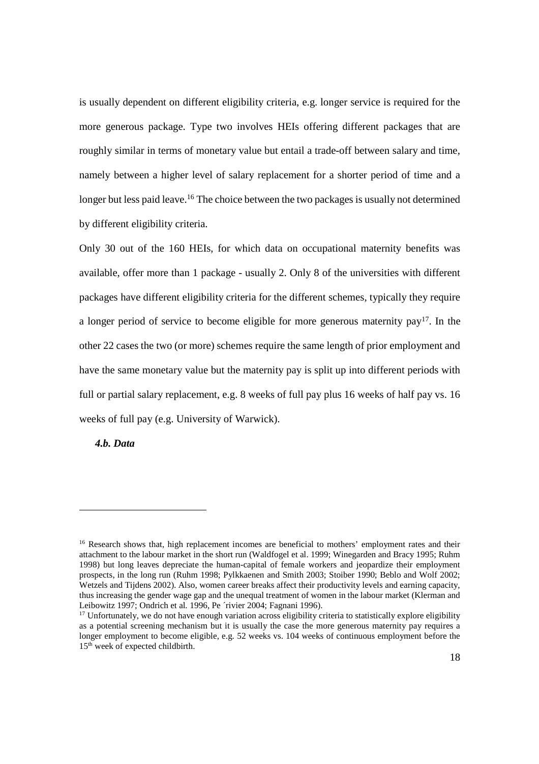is usually dependent on different eligibility criteria, e.g. longer service is required for the more generous package. Type two involves HEIs offering different packages that are roughly similar in terms of monetary value but entail a trade-off between salary and time, namely between a higher level of salary replacement for a shorter period of time and a longer but less paid leave.[16] The choice between the two packages is usually not determined by different eligibility criteria.

Only 30 out of the 160 HEIs, for which data on occupational maternity benefits was available, offer more than 1 package - usually 2. Only 8 of the universities with different packages have different eligibility criteria for the different schemes, typically they require a longer period of service to become eligible for more generous maternity pay[17]. In the other 22 cases the two (or more) schemes require the same length of prior employment and have the same monetary value but the maternity pay is split up into different periods with full or partial salary replacement, e.g. 8 weeks of full pay plus 16 weeks of half pay vs. 16 weeks of full pay (e.g. University of Warwick).

#### *4.b. Data*

---

[16] Research shows that, high replacement incomes are beneficial to mothers' employment rates and their attachment to the labour market in the short run (Waldfogel et al. 1999; Winegarden and Bracy 1995; Ruhm 1998) but long leaves depreciate the human-capital of female workers and jeopardize their employment prospects, in the long run (Ruhm 1998; Pylkkaenen and Smith 2003; Stoiber 1990; Beblo and Wolf 2002; Wetzels and Tijdens 2002). Also, women career breaks affect their productivity levels and earning capacity, thus increasing the gender wage gap and the unequal treatment of women in the labour market (Klerman and Leibowitz 1997; Ondrich et al. 1996, Pe ´rivier 2004; Fagnani 1996).

[17] Unfortunately, we do not have enough variation across eligibility criteria to statistically explore eligibility as a potential screening mechanism but it is usually the case the more generous maternity pay requires a longer employment to become eligible, e.g. 52 weeks vs. 104 weeks of continuous employment before the 15th week of expected childbirth.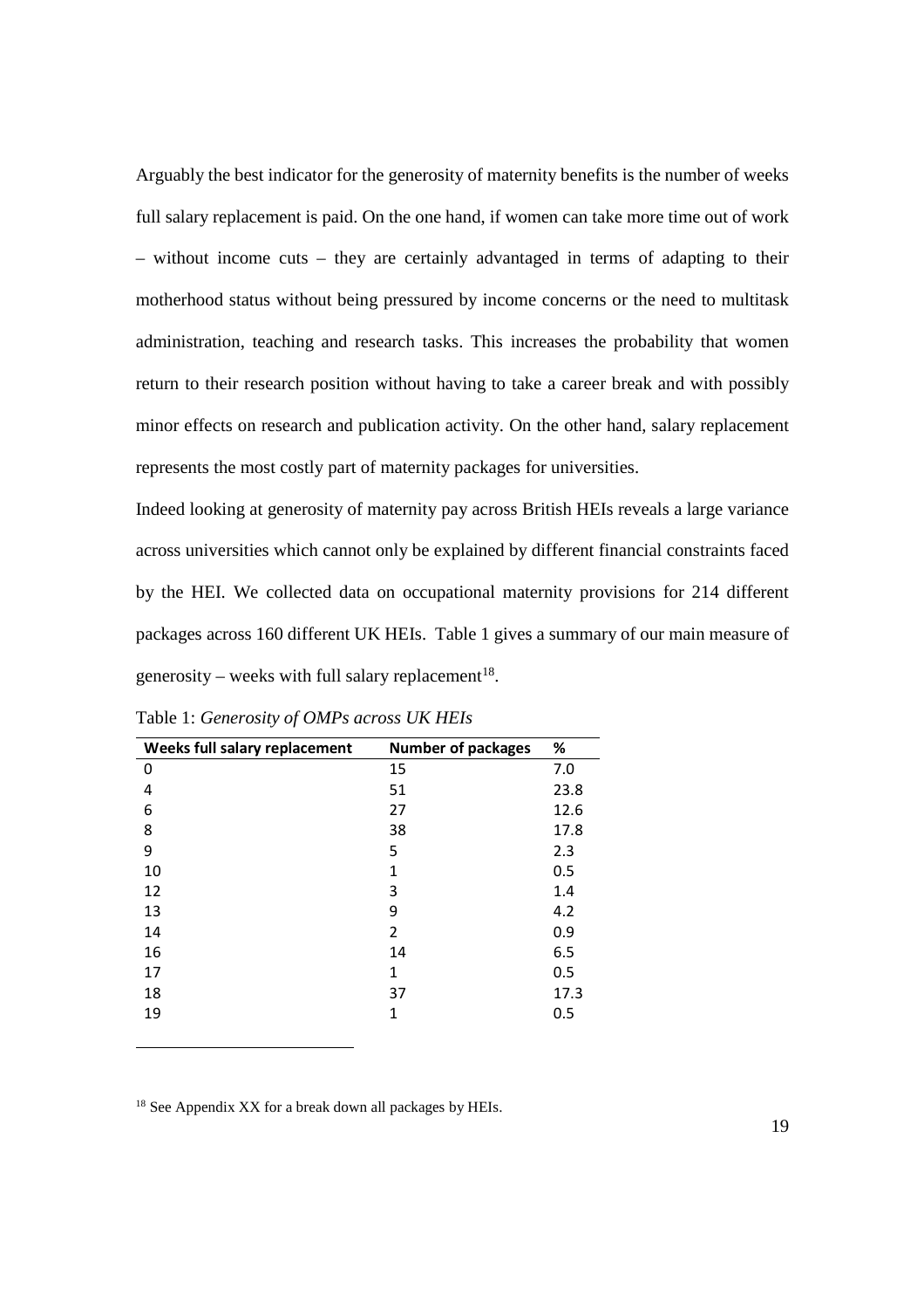Arguably the best indicator for the generosity of maternity benefits is the number of weeks full salary replacement is paid. On the one hand, if women can take more time out of work – without income cuts – they are certainly advantaged in terms of adapting to their motherhood status without being pressured by income concerns or the need to multitask administration, teaching and research tasks. This increases the probability that women return to their research position without having to take a career break and with possibly minor effects on research and publication activity. On the other hand, salary replacement represents the most costly part of maternity packages for universities.

Indeed looking at generosity of maternity pay across British HEIs reveals a large variance across universities which cannot only be explained by different financial constraints faced by the HEI. We collected data on occupational maternity provisions for 214 different packages across 160 different UK HEIs. Table 1 gives a summary of our main measure of generosity – weeks with full salary replacement[18].

Table 1: *Generosity of OMPs across UK HEIs*

| Weeks full salary replacement | Number of packages | % |
|---|---|---|
| 0 | 15 | 7.0 |
| 4 | 51 | 23.8 |
| 6 | 27 | 12.6 |
| 8 | 38 | 17.8 |
| 9 | 5 | 2.3 |
| 10 | 1 | 0.5 |
| 12 | 3 | 1.4 |
| 13 | 9 | 4.2 |
| 14 | 2 | 0.9 |
| 16 | 14 | 6.5 |
| 17 | 1 | 0.5 |
| 18 | 37 | 17.3 |
| 19 | 1 | 0.5 |

[18] See Appendix XX for a break down all packages by HEIs.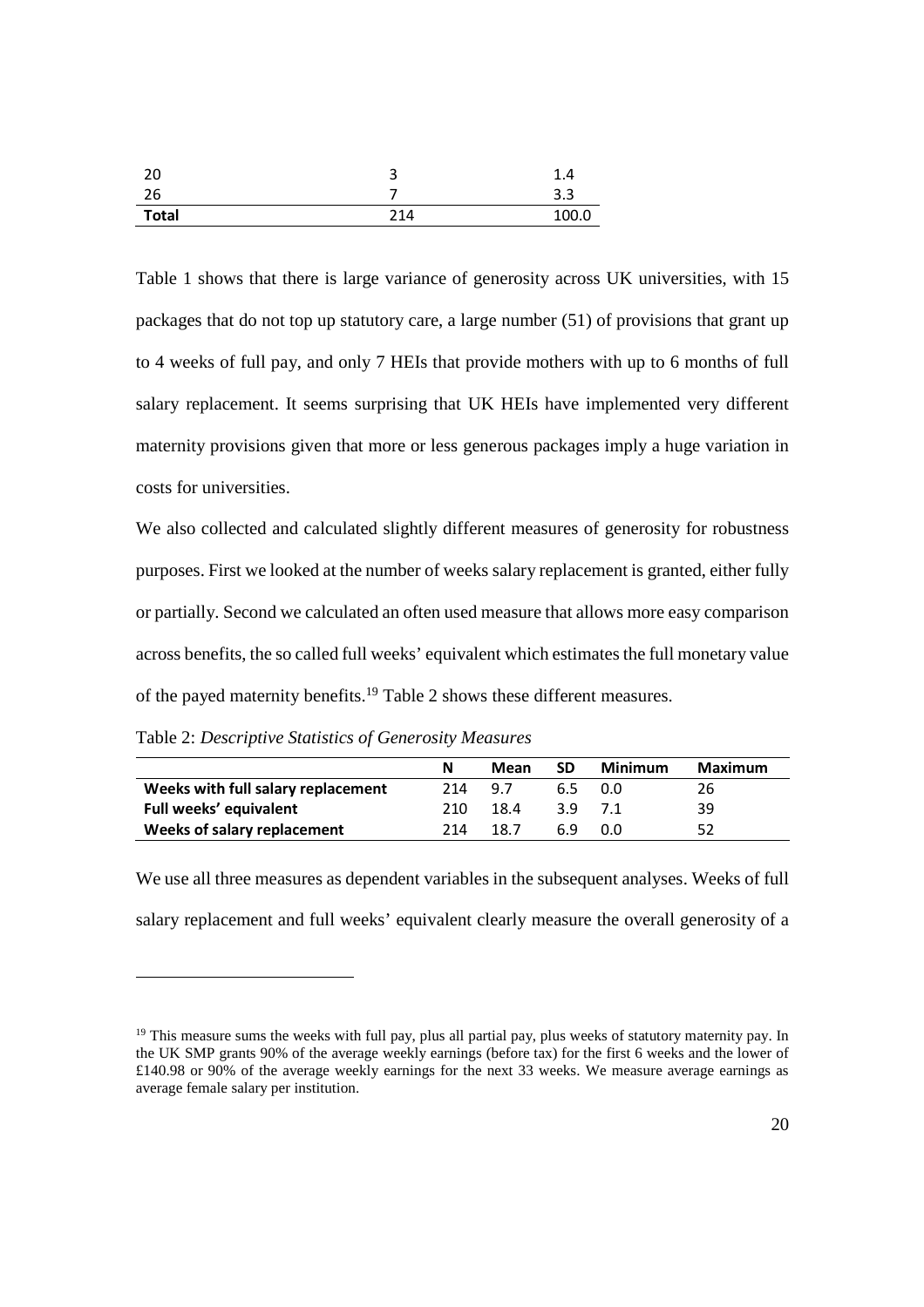| 20 | 3 | 1.4 |
|---|---|---|
| 26 | 7 | 3.3 |
| **Total** | 214 | 100.0 |

Table 1 shows that there is large variance of generosity across UK universities, with 15 packages that do not top up statutory care, a large number (51) of provisions that grant up to 4 weeks of full pay, and only 7 HEIs that provide mothers with up to 6 months of full salary replacement. It seems surprising that UK HEIs have implemented very different maternity provisions given that more or less generous packages imply a huge variation in costs for universities.

We also collected and calculated slightly different measures of generosity for robustness purposes. First we looked at the number of weeks salary replacement is granted, either fully or partially. Second we calculated an often used measure that allows more easy comparison across benefits, the so called full weeks' equivalent which estimates the full monetary value of the payed maternity benefits.[19] Table 2 shows these different measures.

Table 2: *Descriptive Statistics of Generosity Measures*

| | N | Mean | SD | Minimum | Maximum |
|---|---|---|---|---|---|
| **Weeks with full salary replacement** | 214 | 9.7 | 6.5 | 0.0 | 26 |
| **Full weeks' equivalent** | 210 | 18.4 | 3.9 | 7.1 | 39 |
| **Weeks of salary replacement** | 214 | 18.7 | 6.9 | 0.0 | 52 |

We use all three measures as dependent variables in the subsequent analyses. Weeks of full salary replacement and full weeks' equivalent clearly measure the overall generosity of a

[19] This measure sums the weeks with full pay, plus all partial pay, plus weeks of statutory maternity pay. In the UK SMP grants 90% of the average weekly earnings (before tax) for the first 6 weeks and the lower of £140.98 or 90% of the average weekly earnings for the next 33 weeks. We measure average earnings as average female salary per institution.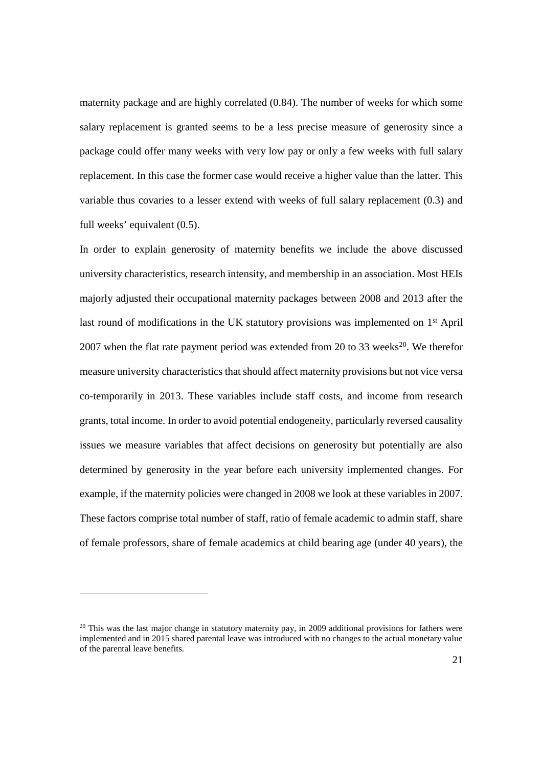maternity package and are highly correlated (0.84). The number of weeks for which some salary replacement is granted seems to be a less precise measure of generosity since a package could offer many weeks with very low pay or only a few weeks with full salary replacement. In this case the former case would receive a higher value than the latter. This variable thus covaries to a lesser extend with weeks of full salary replacement (0.3) and full weeks' equivalent (0.5).

In order to explain generosity of maternity benefits we include the above discussed university characteristics, research intensity, and membership in an association. Most HEIs majorly adjusted their occupational maternity packages between 2008 and 2013 after the last round of modifications in the UK statutory provisions was implemented on 1st April 2007 when the flat rate payment period was extended from 20 to 33 weeks[20]. We therefor measure university characteristics that should affect maternity provisions but not vice versa co-temporarily in 2013. These variables include staff costs, and income from research grants, total income. In order to avoid potential endogeneity, particularly reversed causality issues we measure variables that affect decisions on generosity but potentially are also determined by generosity in the year before each university implemented changes. For example, if the maternity policies were changed in 2008 we look at these variables in 2007. These factors comprise total number of staff, ratio of female academic to admin staff, share of female professors, share of female academics at child bearing age (under 40 years), the

[20] This was the last major change in statutory maternity pay, in 2009 additional provisions for fathers were implemented and in 2015 shared parental leave was introduced with no changes to the actual monetary value of the parental leave benefits.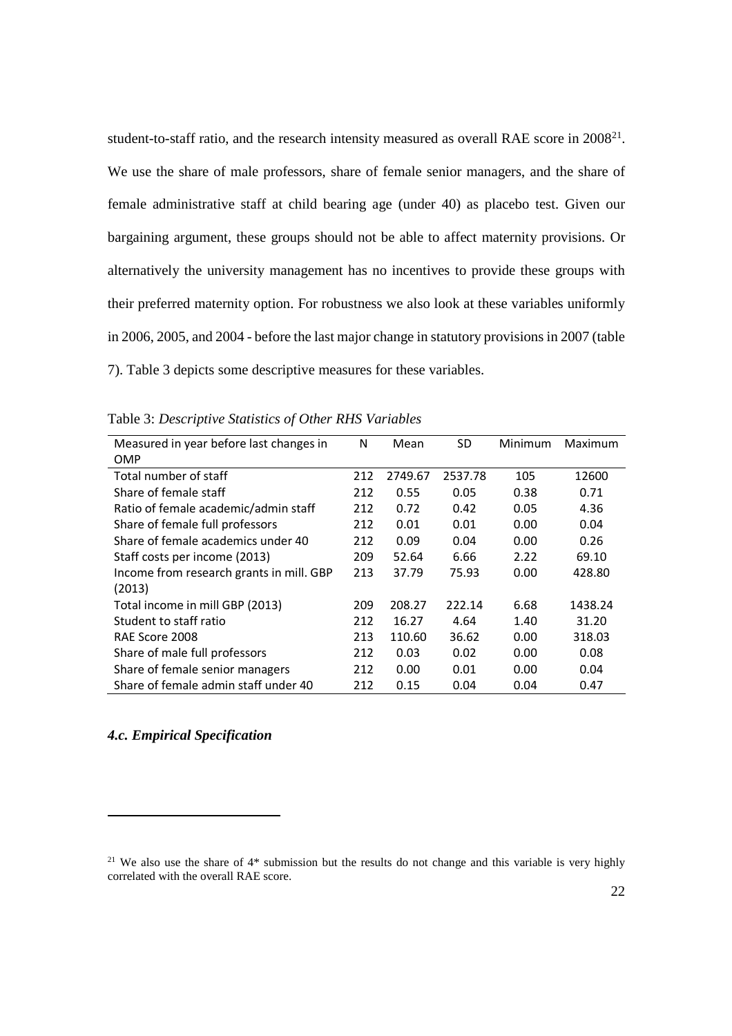student-to-staff ratio, and the research intensity measured as overall RAE score in 2008[21]. We use the share of male professors, share of female senior managers, and the share of female administrative staff at child bearing age (under 40) as placebo test. Given our bargaining argument, these groups should not be able to affect maternity provisions. Or alternatively the university management has no incentives to provide these groups with their preferred maternity option. For robustness we also look at these variables uniformly in 2006, 2005, and 2004 - before the last major change in statutory provisions in 2007 (table 7). Table 3 depicts some descriptive measures for these variables.

Table 3: *Descriptive Statistics of Other RHS Variables*

| Measured in year before last changes in OMP | N | Mean | SD | Minimum | Maximum |
|---|---|---|---|---|---|
| Total number of staff | 212 | 2749.67 | 2537.78 | 105 | 12600 |
| Share of female staff | 212 | 0.55 | 0.05 | 0.38 | 0.71 |
| Ratio of female academic/admin staff | 212 | 0.72 | 0.42 | 0.05 | 4.36 |
| Share of female full professors | 212 | 0.01 | 0.01 | 0.00 | 0.04 |
| Share of female academics under 40 | 212 | 0.09 | 0.04 | 0.00 | 0.26 |
| Staff costs per income (2013) | 209 | 52.64 | 6.66 | 2.22 | 69.10 |
| Income from research grants in mill. GBP (2013) | 213 | 37.79 | 75.93 | 0.00 | 428.80 |
| Total income in mill GBP (2013) | 209 | 208.27 | 222.14 | 6.68 | 1438.24 |
| Student to staff ratio | 212 | 16.27 | 4.64 | 1.40 | 31.20 |
| RAE Score 2008 | 213 | 110.60 | 36.62 | 0.00 | 318.03 |
| Share of male full professors | 212 | 0.03 | 0.02 | 0.00 | 0.08 |
| Share of female senior managers | 212 | 0.00 | 0.01 | 0.00 | 0.04 |
| Share of female admin staff under 40 | 212 | 0.15 | 0.04 | 0.04 | 0.47 |

### *4.c. Empirical Specification*

[21] We also use the share of 4* submission but the results do not change and this variable is very highly correlated with the overall RAE score.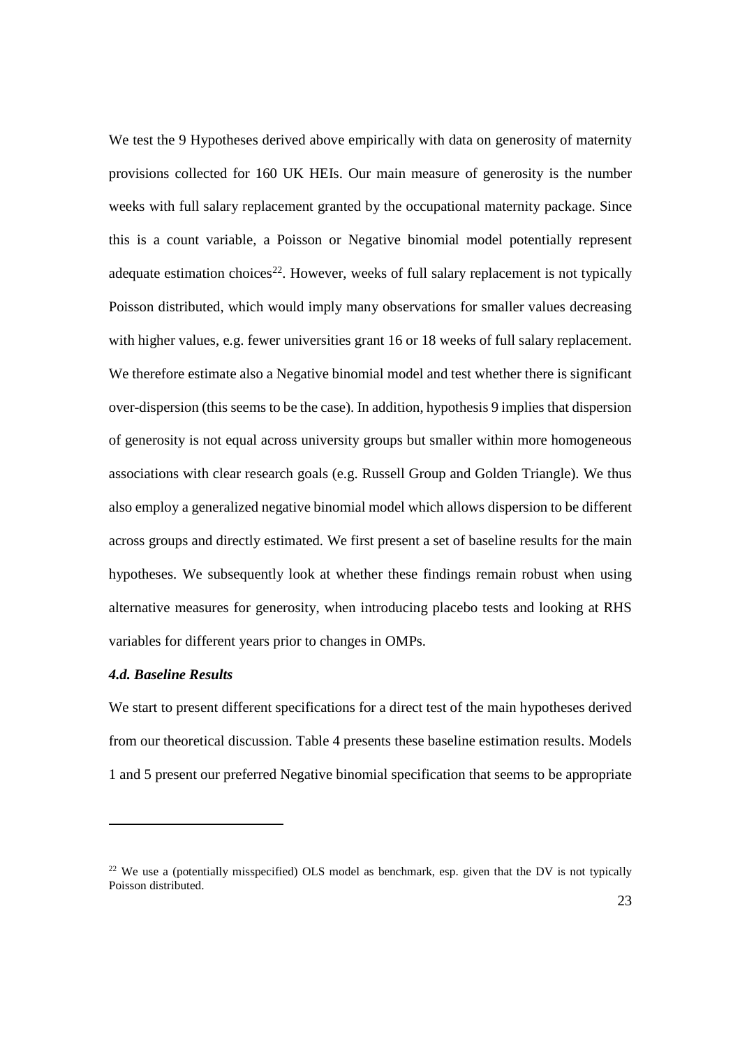We test the 9 Hypotheses derived above empirically with data on generosity of maternity provisions collected for 160 UK HEIs. Our main measure of generosity is the number weeks with full salary replacement granted by the occupational maternity package. Since this is a count variable, a Poisson or Negative binomial model potentially represent adequate estimation choices[22]. However, weeks of full salary replacement is not typically Poisson distributed, which would imply many observations for smaller values decreasing with higher values, e.g. fewer universities grant 16 or 18 weeks of full salary replacement. We therefore estimate also a Negative binomial model and test whether there is significant over-dispersion (this seems to be the case). In addition, hypothesis 9 implies that dispersion of generosity is not equal across university groups but smaller within more homogeneous associations with clear research goals (e.g. Russell Group and Golden Triangle). We thus also employ a generalized negative binomial model which allows dispersion to be different across groups and directly estimated. We first present a set of baseline results for the main hypotheses. We subsequently look at whether these findings remain robust when using alternative measures for generosity, when introducing placebo tests and looking at RHS variables for different years prior to changes in OMPs.

### *4.d. Baseline Results*

We start to present different specifications for a direct test of the main hypotheses derived from our theoretical discussion. Table 4 presents these baseline estimation results. Models 1 and 5 present our preferred Negative binomial specification that seems to be appropriate

---

[22] We use a (potentially misspecified) OLS model as benchmark, esp. given that the DV is not typically Poisson distributed.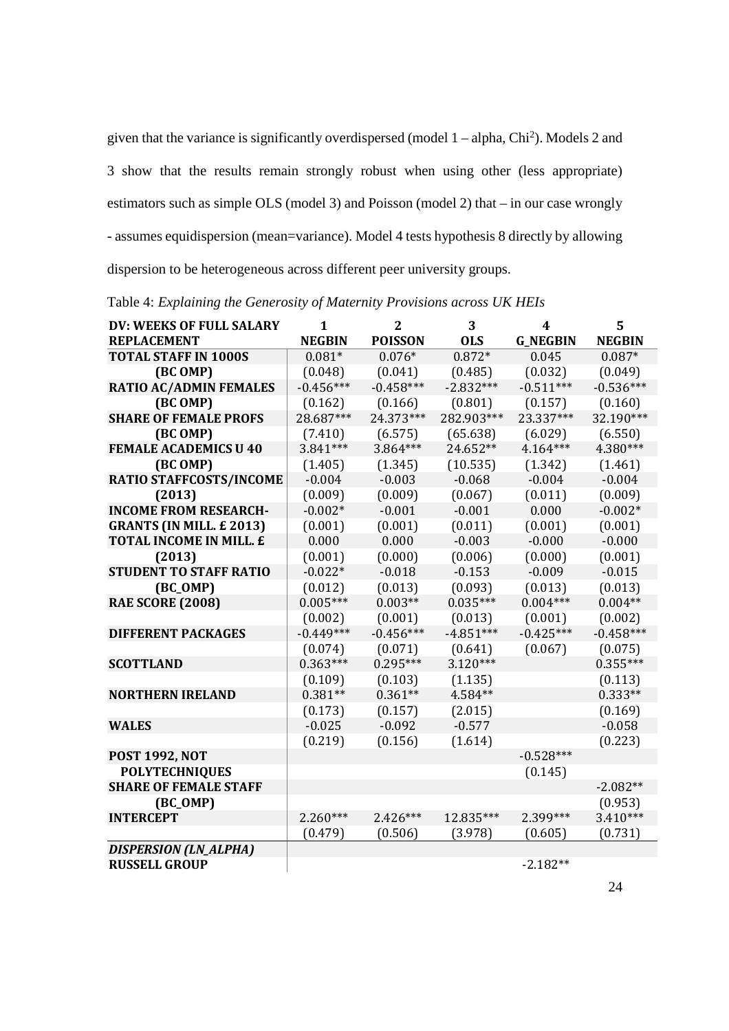given that the variance is significantly overdispersed (model 1 – alpha, $Chi^2$). Models 2 and 3 show that the results remain strongly robust when using other (less appropriate) estimators such as simple OLS (model 3) and Poisson (model 2) that – in our case wrongly - assumes equidispersion (mean=variance). Model 4 tests hypothesis 8 directly by allowing dispersion to be heterogeneous across different peer university groups.

Table 4: *Explaining the Generosity of Maternity Provisions across UK HEIs*

| DV: WEEKS OF FULL SALARY REPLACEMENT | 1 NEGBIN | 2 POISSON | 3 OLS | 4 G_NEGBIN | 5 NEGBIN |
|---|---|---|---|---|---|
| **TOTAL STAFF IN 1000S** | 0.081* | 0.076* | 0.872* | 0.045 | 0.087* |
| **(BC OMP)** | (0.048) | (0.041) | (0.485) | (0.032) | (0.049) |
| **RATIO AC/ADMIN FEMALES** | -0.456*** | -0.458*** | -2.832*** | -0.511*** | -0.536*** |
| **(BC OMP)** | (0.162) | (0.166) | (0.801) | (0.157) | (0.160) |
| **SHARE OF FEMALE PROFS** | 28.687*** | 24.373*** | 282.903*** | 23.337*** | 32.190*** |
| **(BC OMP)** | (7.410) | (6.575) | (65.638) | (6.029) | (6.550) |
| **FEMALE ACADEMICS U 40** | 3.841*** | 3.864*** | 24.652** | 4.164*** | 4.380*** |
| **(BC OMP)** | (1.405) | (1.345) | (10.535) | (1.342) | (1.461) |
| **RATIO STAFFCOSTS/INCOME** | -0.004 | -0.003 | -0.068 | -0.004 | -0.004 |
| **(2013)** | (0.009) | (0.009) | (0.067) | (0.011) | (0.009) |
| **INCOME FROM RESEARCH-** | -0.002* | -0.001 | -0.001 | 0.000 | -0.002* |
| **GRANTS (IN MILL. £ 2013)** | (0.001) | (0.001) | (0.011) | (0.001) | (0.001) |
| **TOTAL INCOME IN MILL. £** | 0.000 | 0.000 | -0.003 | -0.000 | -0.000 |
| **(2013)** | (0.001) | (0.000) | (0.006) | (0.000) | (0.001) |
| **STUDENT TO STAFF RATIO** | -0.022* | -0.018 | -0.153 | -0.009 | -0.015 |
| **(BC_OMP)** | (0.012) | (0.013) | (0.093) | (0.013) | (0.013) |
| **RAE SCORE (2008)** | 0.005*** | 0.003** | 0.035*** | 0.004*** | 0.004** |
| | (0.002) | (0.001) | (0.013) | (0.001) | (0.002) |
| **DIFFERENT PACKAGES** | -0.449*** | -0.456*** | -4.851*** | -0.425*** | -0.458*** |
| | (0.074) | (0.071) | (0.641) | (0.067) | (0.075) |
| **SCOTTLAND** | 0.363*** | 0.295*** | 3.120*** | | 0.355*** |
| | (0.109) | (0.103) | (1.135) | | (0.113) |
| **NORTHERN IRELAND** | 0.381** | 0.361** | 4.584** | | 0.333** |
| | (0.173) | (0.157) | (2.015) | | (0.169) |
| **WALES** | -0.025 | -0.092 | -0.577 | | -0.058 |
| | (0.219) | (0.156) | (1.614) | | (0.223) |
| **POST 1992, NOT** | | | | -0.528*** | |
| **POLYTECHNIQUES** | | | | (0.145) | |
| **SHARE OF FEMALE STAFF** | | | | | -2.082** |
| **(BC_OMP)** | | | | | (0.953) |
| **INTERCEPT** | 2.260*** | 2.426*** | 12.835*** | 2.399*** | 3.410*** |
| | (0.479) | (0.506) | (3.978) | (0.605) | (0.731) |
| ***DISPERSION (LN_ALPHA)*** | | | | | |
| **RUSSELL GROUP** | | | | -2.182** | |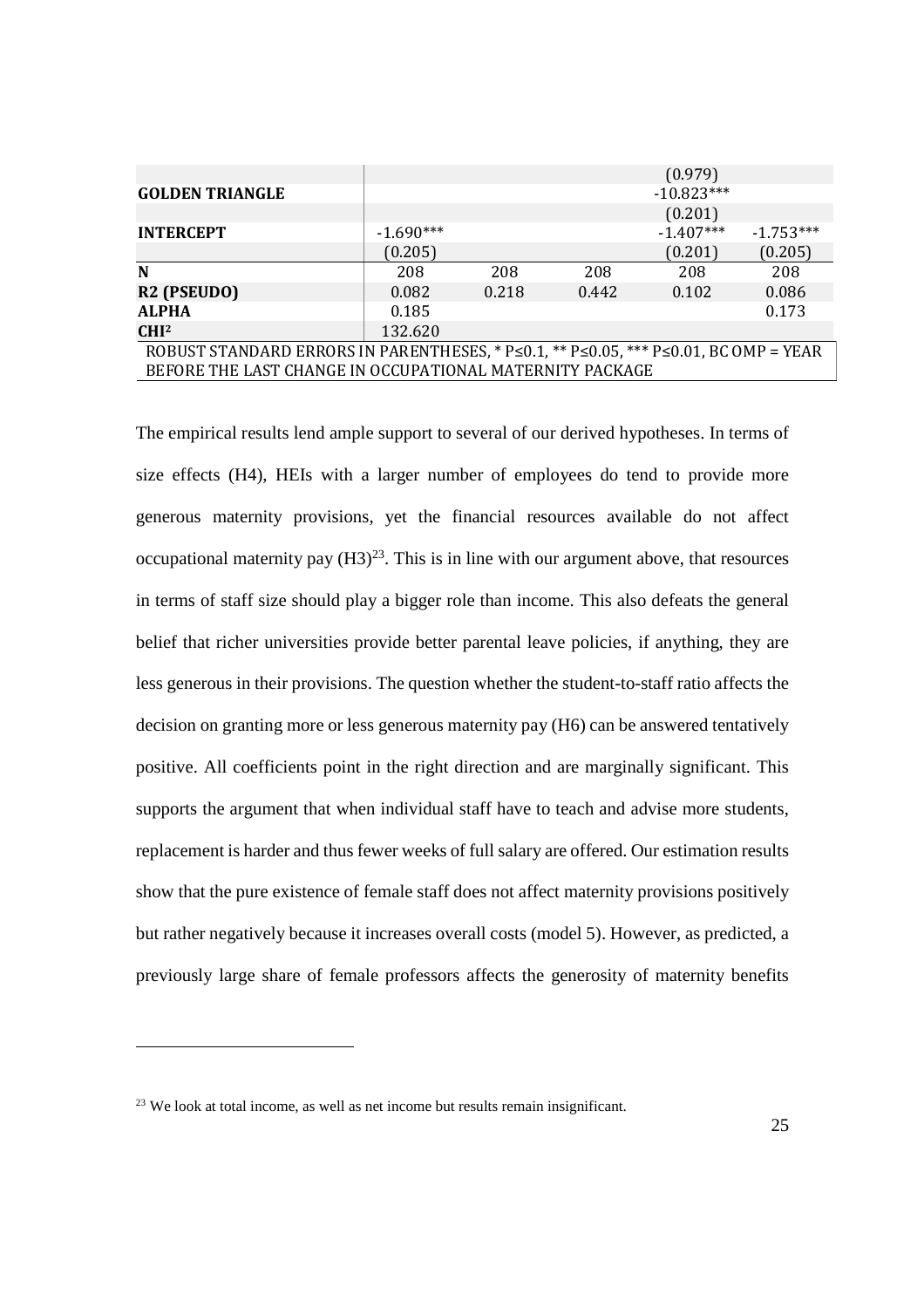| | | | | | |
|---|---|---|---|---|---|
| | | | | (0.979) | |
| **GOLDEN TRIANGLE** | | | | -10.823*** | |
| | | | | (0.201) | |
| **INTERCEPT** | -1.690*** | | | -1.407*** | -1.753*** |
| | (0.205) | | | (0.201) | (0.205) |
| **N** | 208 | 208 | 208 | 208 | 208 |
| **R2 (PSEUDO)** | 0.082 | 0.218 | 0.442 | 0.102 | 0.086 |
| **ALPHA** | 0.185 | | | | 0.173 |
| **CHI²** | 132.620 | | | | |

ROBUST STANDARD ERRORS IN PARENTHESES, * P≤0.1, ** P≤0.05, *** P≤0.01, BC OMP = YEAR BEFORE THE LAST CHANGE IN OCCUPATIONAL MATERNITY PACKAGE

The empirical results lend ample support to several of our derived hypotheses. In terms of size effects (H4), HEIs with a larger number of employees do tend to provide more generous maternity provisions, yet the financial resources available do not affect occupational maternity pay (H3)[23]. This is in line with our argument above, that resources in terms of staff size should play a bigger role than income. This also defeats the general belief that richer universities provide better parental leave policies, if anything, they are less generous in their provisions. The question whether the student-to-staff ratio affects the decision on granting more or less generous maternity pay (H6) can be answered tentatively positive. All coefficients point in the right direction and are marginally significant. This supports the argument that when individual staff have to teach and advise more students, replacement is harder and thus fewer weeks of full salary are offered. Our estimation results show that the pure existence of female staff does not affect maternity provisions positively but rather negatively because it increases overall costs (model 5). However, as predicted, a previously large share of female professors affects the generosity of maternity benefits

[23] We look at total income, as well as net income but results remain insignificant.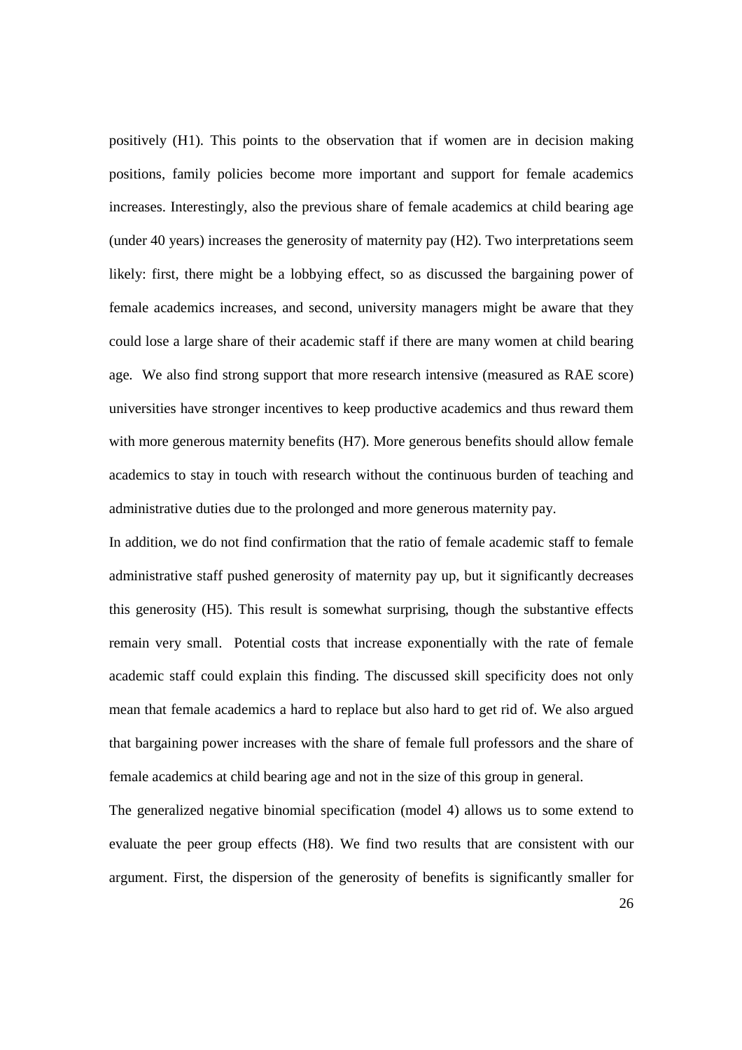positively (H1). This points to the observation that if women are in decision making positions, family policies become more important and support for female academics increases. Interestingly, also the previous share of female academics at child bearing age (under 40 years) increases the generosity of maternity pay (H2). Two interpretations seem likely: first, there might be a lobbying effect, so as discussed the bargaining power of female academics increases, and second, university managers might be aware that they could lose a large share of their academic staff if there are many women at child bearing age. We also find strong support that more research intensive (measured as RAE score) universities have stronger incentives to keep productive academics and thus reward them with more generous maternity benefits (H7). More generous benefits should allow female academics to stay in touch with research without the continuous burden of teaching and administrative duties due to the prolonged and more generous maternity pay.

In addition, we do not find confirmation that the ratio of female academic staff to female administrative staff pushed generosity of maternity pay up, but it significantly decreases this generosity (H5). This result is somewhat surprising, though the substantive effects remain very small. Potential costs that increase exponentially with the rate of female academic staff could explain this finding. The discussed skill specificity does not only mean that female academics a hard to replace but also hard to get rid of. We also argued that bargaining power increases with the share of female full professors and the share of female academics at child bearing age and not in the size of this group in general.

The generalized negative binomial specification (model 4) allows us to some extend to evaluate the peer group effects (H8). We find two results that are consistent with our argument. First, the dispersion of the generosity of benefits is significantly smaller for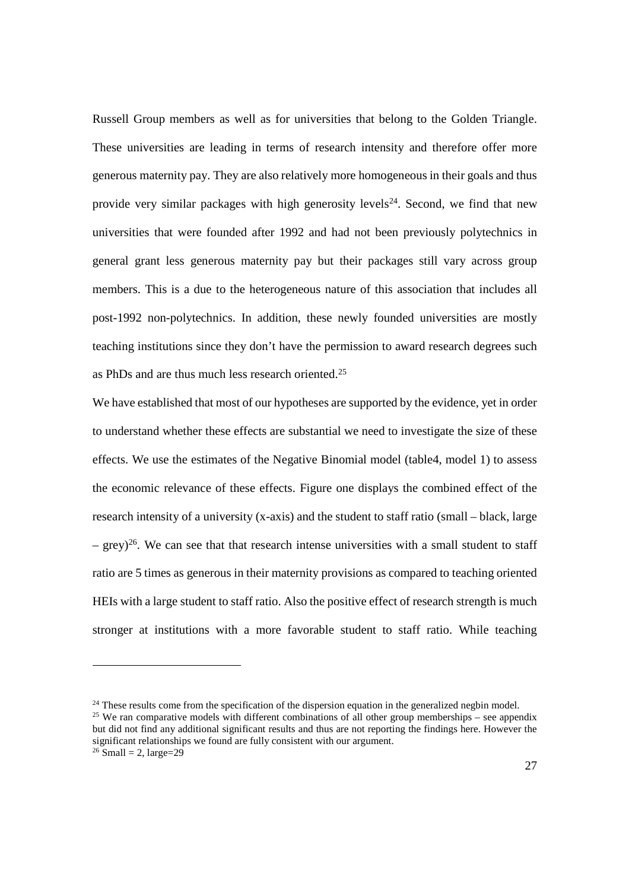Russell Group members as well as for universities that belong to the Golden Triangle. These universities are leading in terms of research intensity and therefore offer more generous maternity pay. They are also relatively more homogeneous in their goals and thus provide very similar packages with high generosity levels[24]. Second, we find that new universities that were founded after 1992 and had not been previously polytechnics in general grant less generous maternity pay but their packages still vary across group members. This is a due to the heterogeneous nature of this association that includes all post-1992 non-polytechnics. In addition, these newly founded universities are mostly teaching institutions since they don't have the permission to award research degrees such as PhDs and are thus much less research oriented.[25]

We have established that most of our hypotheses are supported by the evidence, yet in order to understand whether these effects are substantial we need to investigate the size of these effects. We use the estimates of the Negative Binomial model (table4, model 1) to assess the economic relevance of these effects. Figure one displays the combined effect of the research intensity of a university (x-axis) and the student to staff ratio (small – black, large – grey)[26]. We can see that that research intense universities with a small student to staff ratio are 5 times as generous in their maternity provisions as compared to teaching oriented HEIs with a large student to staff ratio. Also the positive effect of research strength is much stronger at institutions with a more favorable student to staff ratio. While teaching

---

[24] These results come from the specification of the dispersion equation in the generalized negbin model.

[25] We ran comparative models with different combinations of all other group memberships – see appendix but did not find any additional significant results and thus are not reporting the findings here. However the significant relationships we found are fully consistent with our argument.

[26] Small = 2, large=29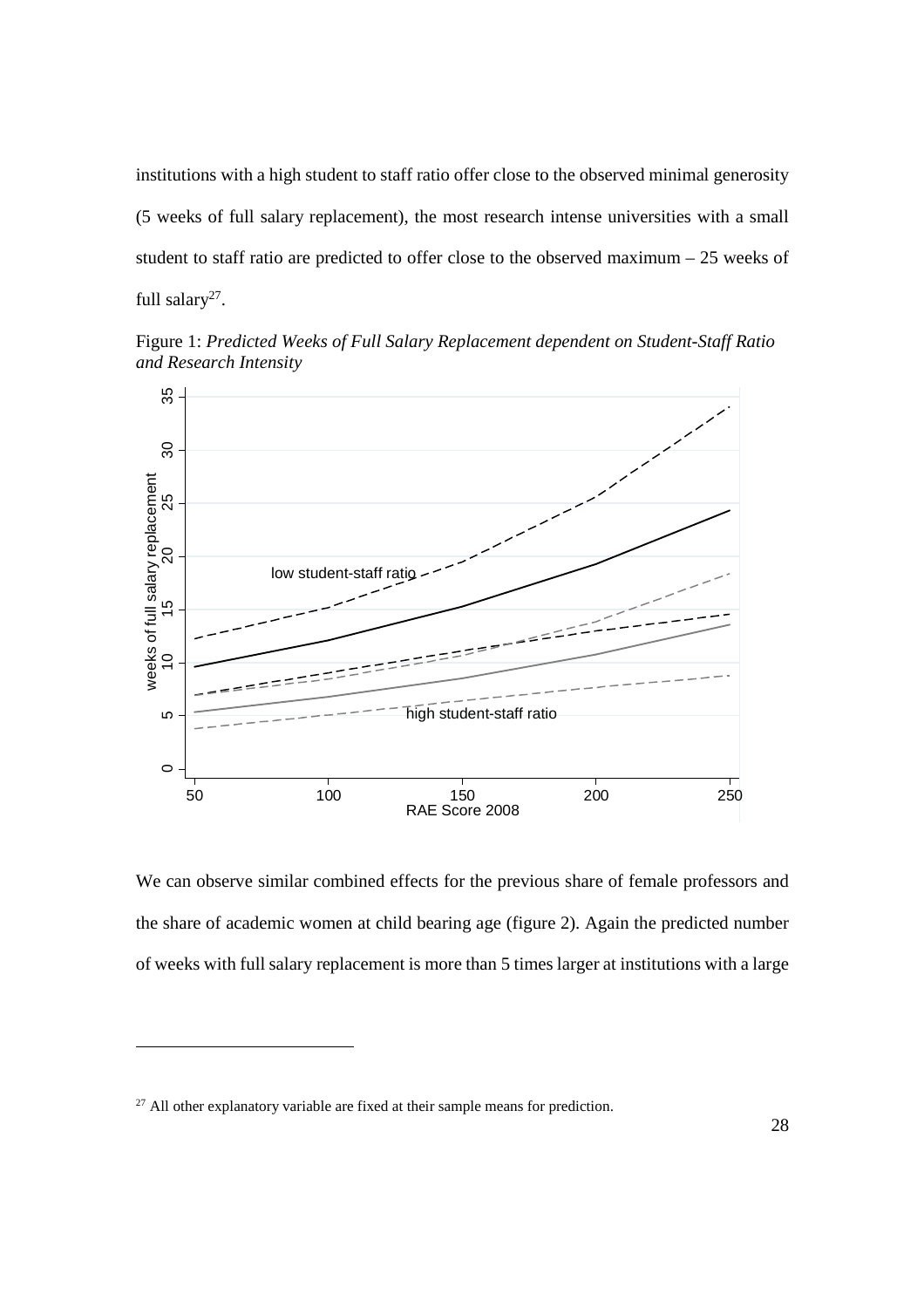institutions with a high student to staff ratio offer close to the observed minimal generosity (5 weeks of full salary replacement), the most research intense universities with a small student to staff ratio are predicted to offer close to the observed maximum – 25 weeks of full salary[27].

Figure 1: *Predicted Weeks of Full Salary Replacement dependent on Student-Staff Ratio and Research Intensity*

We can observe similar combined effects for the previous share of female professors and the share of academic women at child bearing age (figure 2). Again the predicted number of weeks with full salary replacement is more than 5 times larger at institutions with a large

[27] All other explanatory variable are fixed at their sample means for prediction.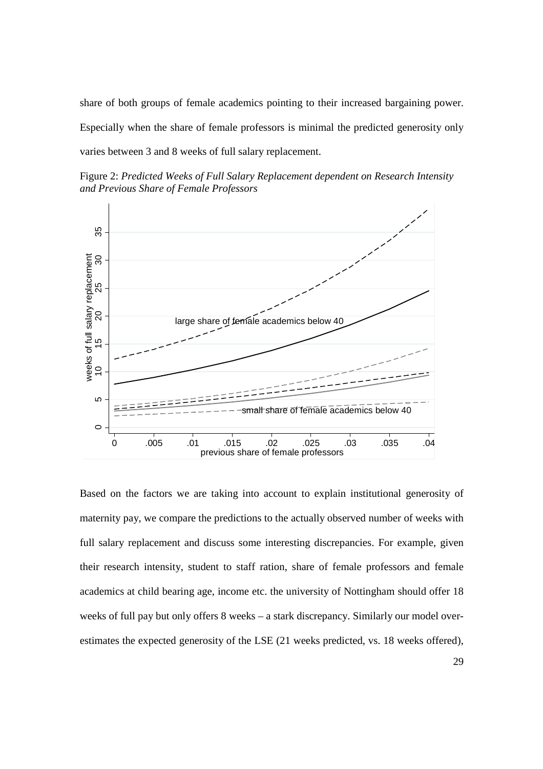share of both groups of female academics pointing to their increased bargaining power. Especially when the share of female professors is minimal the predicted generosity only varies between 3 and 8 weeks of full salary replacement.

Figure 2: *Predicted Weeks of Full Salary Replacement dependent on Research Intensity and Previous Share of Female Professors*

Based on the factors we are taking into account to explain institutional generosity of maternity pay, we compare the predictions to the actually observed number of weeks with full salary replacement and discuss some interesting discrepancies. For example, given their research intensity, student to staff ration, share of female professors and female academics at child bearing age, income etc. the university of Nottingham should offer 18 weeks of full pay but only offers 8 weeks – a stark discrepancy. Similarly our model over-estimates the expected generosity of the LSE (21 weeks predicted, vs. 18 weeks offered),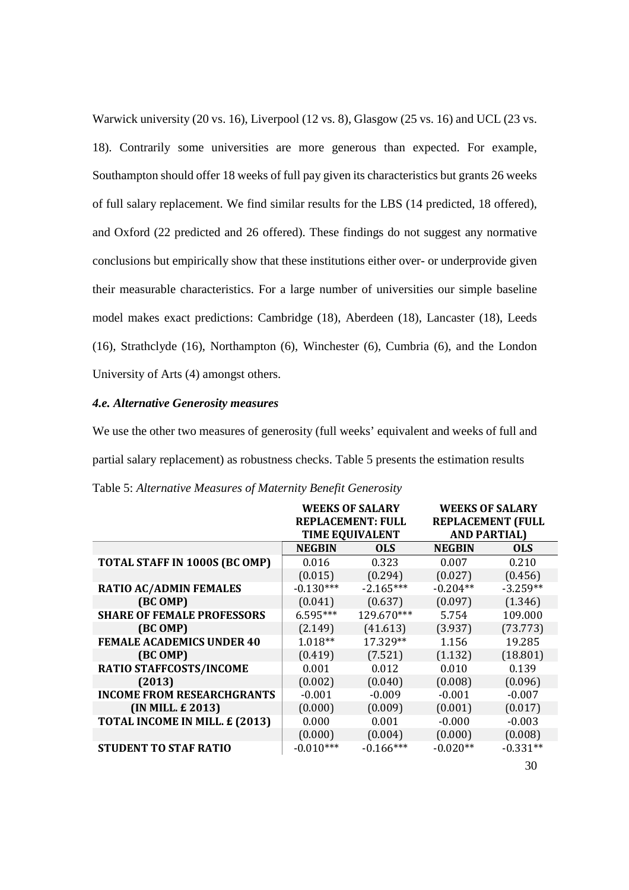Warwick university (20 vs. 16), Liverpool (12 vs. 8), Glasgow (25 vs. 16) and UCL (23 vs. 18). Contrarily some universities are more generous than expected. For example, Southampton should offer 18 weeks of full pay given its characteristics but grants 26 weeks of full salary replacement. We find similar results for the LBS (14 predicted, 18 offered), and Oxford (22 predicted and 26 offered). These findings do not suggest any normative conclusions but empirically show that these institutions either over- or underprovide given their measurable characteristics. For a large number of universities our simple baseline model makes exact predictions: Cambridge (18), Aberdeen (18), Lancaster (18), Leeds (16), Strathclyde (16), Northampton (6), Winchester (6), Cumbria (6), and the London University of Arts (4) amongst others.

#### *4.e. Alternative Generosity measures*

We use the other two measures of generosity (full weeks' equivalent and weeks of full and partial salary replacement) as robustness checks. Table 5 presents the estimation results

Table 5: *Alternative Measures of Maternity Benefit Generosity*

| | **WEEKS OF SALARY REPLACEMENT: FULL TIME EQUIVALENT** | | **WEEKS OF SALARY REPLACEMENT (FULL AND PARTIAL)** | |
|---|---|---|---|---|
| | **NEGBIN** | **OLS** | **NEGBIN** | **OLS** |
| **TOTAL STAFF IN 1000S (BC OMP)** | 0.016 | 0.323 | 0.007 | 0.210 |
| | (0.015) | (0.294) | (0.027) | (0.456) |
| **RATIO AC/ADMIN FEMALES (BC OMP)** | -0.130*** | -2.165*** | -0.204** | -3.259** |
| | (0.041) | (0.637) | (0.097) | (1.346) |
| **SHARE OF FEMALE PROFESSORS (BC OMP)** | 6.595*** | 129.670*** | 5.754 | 109.000 |
| | (2.149) | (41.613) | (3.937) | (73.773) |
| **FEMALE ACADEMICS UNDER 40 (BC OMP)** | 1.018** | 17.329** | 1.156 | 19.285 |
| | (0.419) | (7.521) | (1.132) | (18.801) |
| **RATIO STAFFCOSTS/INCOME (2013)** | 0.001 | 0.012 | 0.010 | 0.139 |
| | (0.002) | (0.040) | (0.008) | (0.096) |
| **INCOME FROM RESEARCHGRANTS (IN MILL. £ 2013)** | -0.001 | -0.009 | -0.001 | -0.007 |
| | (0.000) | (0.009) | (0.001) | (0.017) |
| **TOTAL INCOME IN MILL. £ (2013)** | 0.000 | 0.001 | -0.000 | -0.003 |
| | (0.000) | (0.004) | (0.000) | (0.008) |
| **STUDENT TO STAF RATIO** | -0.010*** | -0.166*** | -0.020** | -0.331** |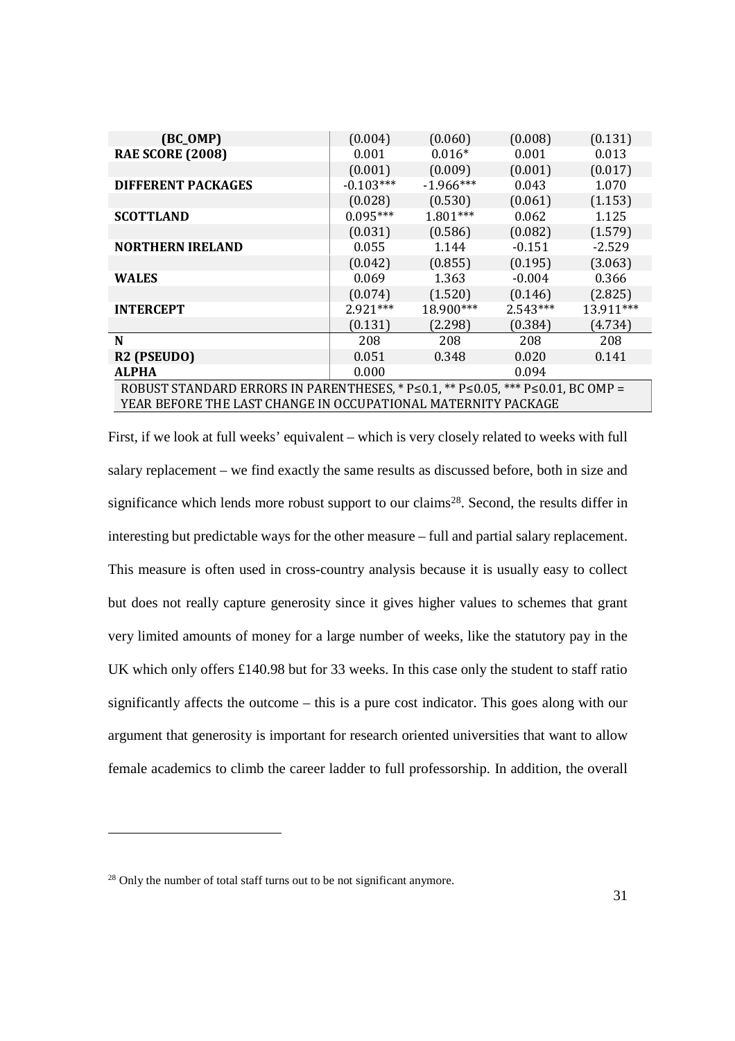| (BC_OMP) | (0.004) | (0.060) | (0.008) | (0.131) |
|---|---|---|---|---|
| **RAE SCORE (2008)** | 0.001 | 0.016* | 0.001 | 0.013 |
| | (0.001) | (0.009) | (0.001) | (0.017) |
| **DIFFERENT PACKAGES** | -0.103*** | -1.966*** | 0.043 | 1.070 |
| | (0.028) | (0.530) | (0.061) | (1.153) |
| **SCOTTLAND** | 0.095*** | 1.801*** | 0.062 | 1.125 |
| | (0.031) | (0.586) | (0.082) | (1.579) |
| **NORTHERN IRELAND** | 0.055 | 1.144 | -0.151 | -2.529 |
| | (0.042) | (0.855) | (0.195) | (3.063) |
| **WALES** | 0.069 | 1.363 | -0.004 | 0.366 |
| | (0.074) | (1.520) | (0.146) | (2.825) |
| **INTERCEPT** | 2.921*** | 18.900*** | 2.543*** | 13.911*** |
| | (0.131) | (2.298) | (0.384) | (4.734) |
| **N** | 208 | 208 | 208 | 208 |
| **R2 (PSEUDO)** | 0.051 | 0.348 | 0.020 | 0.141 |
| **ALPHA** | 0.000 | | 0.094 | |

ROBUST STANDARD ERRORS IN PARENTHESES, * P≤0.1, ** P≤0.05, *** P≤0.01, BC OMP = YEAR BEFORE THE LAST CHANGE IN OCCUPATIONAL MATERNITY PACKAGE

First, if we look at full weeks' equivalent – which is very closely related to weeks with full salary replacement – we find exactly the same results as discussed before, both in size and significance which lends more robust support to our claims[28]. Second, the results differ in interesting but predictable ways for the other measure – full and partial salary replacement. This measure is often used in cross-country analysis because it is usually easy to collect but does not really capture generosity since it gives higher values to schemes that grant very limited amounts of money for a large number of weeks, like the statutory pay in the UK which only offers £140.98 but for 33 weeks. In this case only the student to staff ratio significantly affects the outcome – this is a pure cost indicator. This goes along with our argument that generosity is important for research oriented universities that want to allow female academics to climb the career ladder to full professorship. In addition, the overall

[28] Only the number of total staff turns out to be not significant anymore.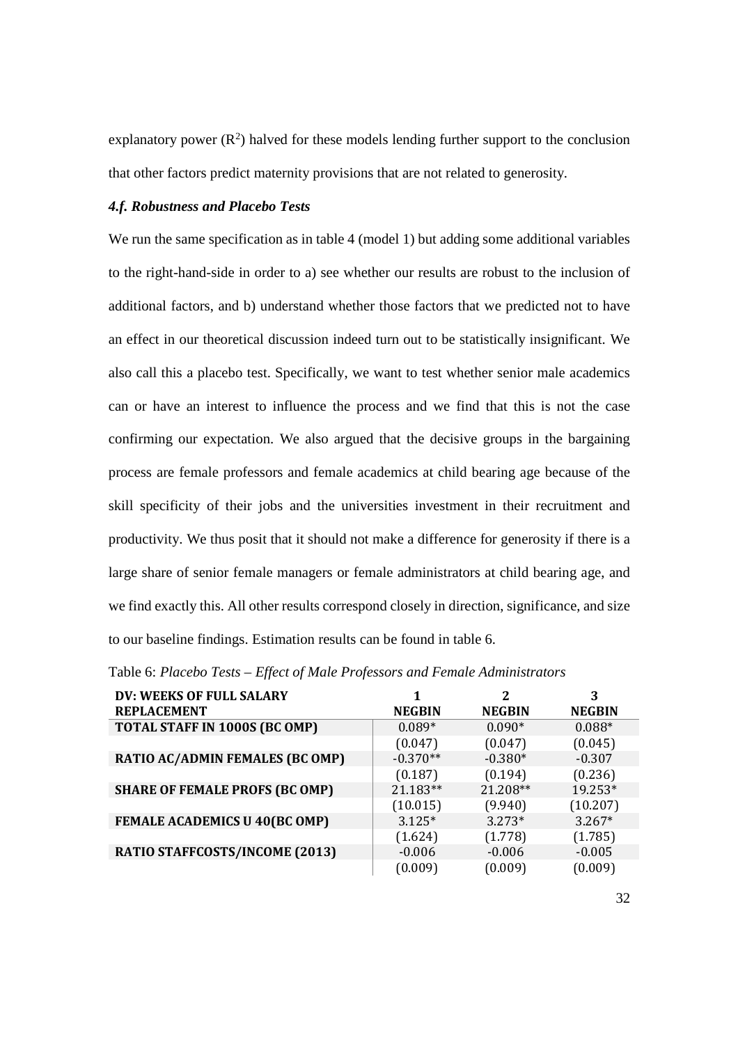explanatory power ($R^2$) halved for these models lending further support to the conclusion that other factors predict maternity provisions that are not related to generosity.

#### *4.f. Robustness and Placebo Tests*

We run the same specification as in table 4 (model 1) but adding some additional variables to the right-hand-side in order to a) see whether our results are robust to the inclusion of additional factors, and b) understand whether those factors that we predicted not to have an effect in our theoretical discussion indeed turn out to be statistically insignificant. We also call this a placebo test. Specifically, we want to test whether senior male academics can or have an interest to influence the process and we find that this is not the case confirming our expectation. We also argued that the decisive groups in the bargaining process are female professors and female academics at child bearing age because of the skill specificity of their jobs and the universities investment in their recruitment and productivity. We thus posit that it should not make a difference for generosity if there is a large share of senior female managers or female administrators at child bearing age, and we find exactly this. All other results correspond closely in direction, significance, and size to our baseline findings. Estimation results can be found in table 6.

Table 6: *Placebo Tests – Effect of Male Professors and Female Administrators*

| DV: WEEKS OF FULL SALARY REPLACEMENT | 1 NEGBIN | 2 NEGBIN | 3 NEGBIN |
|---|---|---|---|
| TOTAL STAFF IN 1000S (BC OMP) | 0.089* | 0.090* | 0.088* |
| | (0.047) | (0.047) | (0.045) |
| RATIO AC/ADMIN FEMALES (BC OMP) | -0.370** | -0.380* | -0.307 |
| | (0.187) | (0.194) | (0.236) |
| SHARE OF FEMALE PROFS (BC OMP) | 21.183** | 21.208** | 19.253* |
| | (10.015) | (9.940) | (10.207) |
| FEMALE ACADEMICS U 40(BC OMP) | 3.125* | 3.273* | 3.267* |
| | (1.624) | (1.778) | (1.785) |
| RATIO STAFFCOSTS/INCOME (2013) | -0.006 | -0.006 | -0.005 |
| | (0.009) | (0.009) | (0.009) |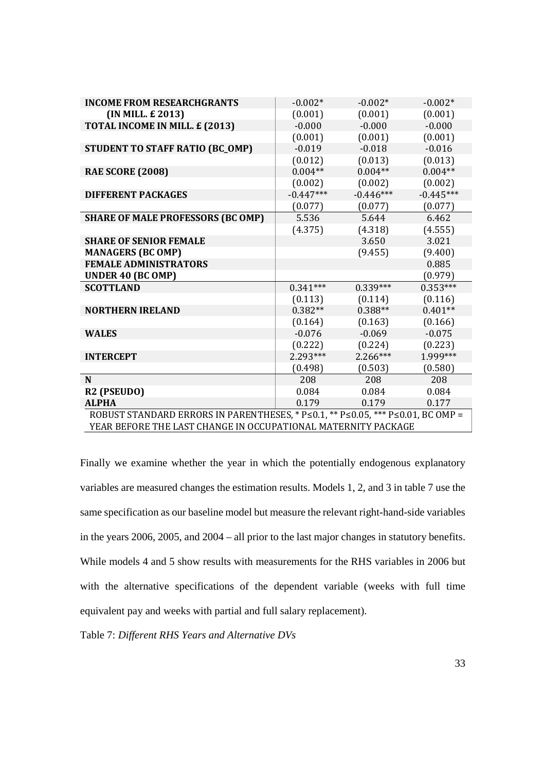| | | | |
|---|---|---|---|
| **INCOME FROM RESEARCHGRANTS (IN MILL. £ 2013)** | -0.002* | -0.002* | -0.002* |
| | (0.001) | (0.001) | (0.001) |
| **TOTAL INCOME IN MILL. £ (2013)** | -0.000 | -0.000 | -0.000 |
| | (0.001) | (0.001) | (0.001) |
| **STUDENT TO STAFF RATIO (BC_OMP)** | -0.019 | -0.018 | -0.016 |
| | (0.012) | (0.013) | (0.013) |
| **RAE SCORE (2008)** | 0.004** | 0.004** | 0.004** |
| | (0.002) | (0.002) | (0.002) |
| **DIFFERENT PACKAGES** | -0.447*** | -0.446*** | -0.445*** |
| | (0.077) | (0.077) | (0.077) |
| **SHARE OF MALE PROFESSORS (BC OMP)** | 5.536 | 5.644 | 6.462 |
| | (4.375) | (4.318) | (4.555) |
| **SHARE OF SENIOR FEMALE MANAGERS (BC OMP)** | | 3.650 | 3.021 |
| | | (9.455) | (9.400) |
| **FEMALE ADMINISTRATORS UNDER 40 (BC OMP)** | | | 0.885 |
| | | | (0.979) |
| **SCOTTLAND** | 0.341*** | 0.339*** | 0.353*** |
| | (0.113) | (0.114) | (0.116) |
| **NORTHERN IRELAND** | 0.382** | 0.388** | 0.401** |
| | (0.164) | (0.163) | (0.166) |
| **WALES** | -0.076 | -0.069 | -0.075 |
| | (0.222) | (0.224) | (0.223) |
| **INTERCEPT** | 2.293*** | 2.266*** | 1.999*** |
| | (0.498) | (0.503) | (0.580) |
| **N** | 208 | 208 | 208 |
| **R2 (PSEUDO)** | 0.084 | 0.084 | 0.084 |
| **ALPHA** | 0.179 | 0.179 | 0.177 |

ROBUST STANDARD ERRORS IN PARENTHESES, * P≤0.1, ** P≤0.05, *** P≤0.01, BC OMP = YEAR BEFORE THE LAST CHANGE IN OCCUPATIONAL MATERNITY PACKAGE

Finally we examine whether the year in which the potentially endogenous explanatory variables are measured changes the estimation results. Models 1, 2, and 3 in table 7 use the same specification as our baseline model but measure the relevant right-hand-side variables in the years 2006, 2005, and 2004 – all prior to the last major changes in statutory benefits. While models 4 and 5 show results with measurements for the RHS variables in 2006 but with the alternative specifications of the dependent variable (weeks with full time equivalent pay and weeks with partial and full salary replacement).

Table 7: *Different RHS Years and Alternative DVs*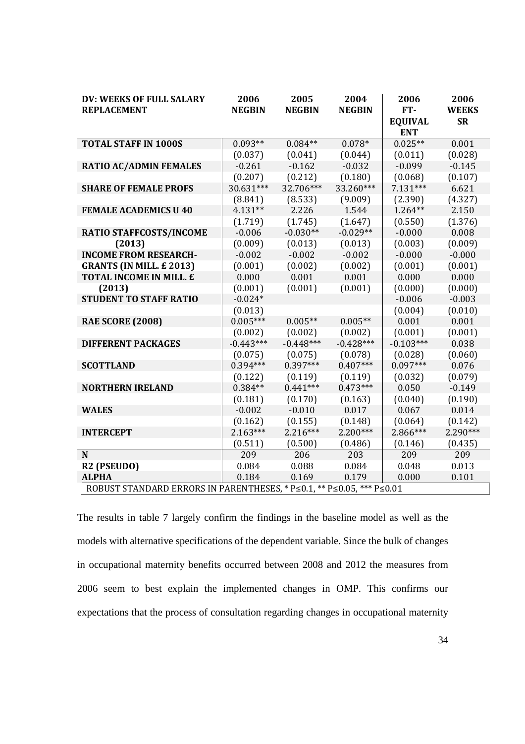| DV: WEEKS OF FULL SALARY REPLACEMENT | 2006 NEGBIN | 2005 NEGBIN | 2004 NEGBIN | 2006 FT-EQUIVALENT | 2006 WEEKS SR |
|---|---|---|---|---|---|
| TOTAL STAFF IN 1000S | 0.093** | 0.084** | 0.078* | 0.025** | 0.001 |
| | (0.037) | (0.041) | (0.044) | (0.011) | (0.028) |
| RATIO AC/ADMIN FEMALES | -0.261 | -0.162 | -0.032 | -0.099 | -0.145 |
| | (0.207) | (0.212) | (0.180) | (0.068) | (0.107) |
| SHARE OF FEMALE PROFS | 30.631*** | 32.706*** | 33.260*** | 7.131*** | 6.621 |
| | (8.841) | (8.533) | (9.009) | (2.390) | (4.327) |
| FEMALE ACADEMICS U 40 | 4.131** | 2.226 | 1.544 | 1.264** | 2.150 |
| | (1.719) | (1.745) | (1.647) | (0.550) | (1.376) |
| RATIO STAFFCOSTS/INCOME (2013) | -0.006 | -0.030** | -0.029** | -0.000 | 0.008 |
| | (0.009) | (0.013) | (0.013) | (0.003) | (0.009) |
| INCOME FROM RESEARCH-GRANTS (IN MILL. £ 2013) | -0.002 | -0.002 | -0.002 | -0.000 | -0.000 |
| | (0.001) | (0.002) | (0.002) | (0.001) | (0.001) |
| TOTAL INCOME IN MILL. £ (2013) | 0.000 | 0.001 | 0.001 | 0.000 | 0.000 |
| | (0.001) | (0.001) | (0.001) | (0.000) | (0.000) |
| STUDENT TO STAFF RATIO | -0.024* | | | -0.006 | -0.003 |
| | (0.013) | | | (0.004) | (0.010) |
| RAE SCORE (2008) | 0.005*** | 0.005** | 0.005** | 0.001 | 0.001 |
| | (0.002) | (0.002) | (0.002) | (0.001) | (0.001) |
| DIFFERENT PACKAGES | -0.443*** | -0.448*** | -0.428*** | -0.103*** | 0.038 |
| | (0.075) | (0.075) | (0.078) | (0.028) | (0.060) |
| SCOTTLAND | 0.394*** | 0.397*** | 0.407*** | 0.097*** | 0.076 |
| | (0.122) | (0.119) | (0.119) | (0.032) | (0.079) |
| NORTHERN IRELAND | 0.384** | 0.441*** | 0.473*** | 0.050 | -0.149 |
| | (0.181) | (0.170) | (0.163) | (0.040) | (0.190) |
| WALES | -0.002 | -0.010 | 0.017 | 0.067 | 0.014 |
| | (0.162) | (0.155) | (0.148) | (0.064) | (0.142) |
| INTERCEPT | 2.163*** | 2.216*** | 2.200*** | 2.866*** | 2.290*** |
| | (0.511) | (0.500) | (0.486) | (0.146) | (0.435) |
| N | 209 | 206 | 203 | 209 | 209 |
| R2 (PSEUDO) | 0.084 | 0.088 | 0.084 | 0.048 | 0.013 |
| ALPHA | 0.184 | 0.169 | 0.179 | 0.000 | 0.101 |

ROBUST STANDARD ERRORS IN PARENTHESES, * P≤0.1, ** P≤0.05, *** P≤0.01

The results in table 7 largely confirm the findings in the baseline model as well as the models with alternative specifications of the dependent variable. Since the bulk of changes in occupational maternity benefits occurred between 2008 and 2012 the measures from 2006 seem to best explain the implemented changes in OMP. This confirms our expectations that the process of consultation regarding changes in occupational maternity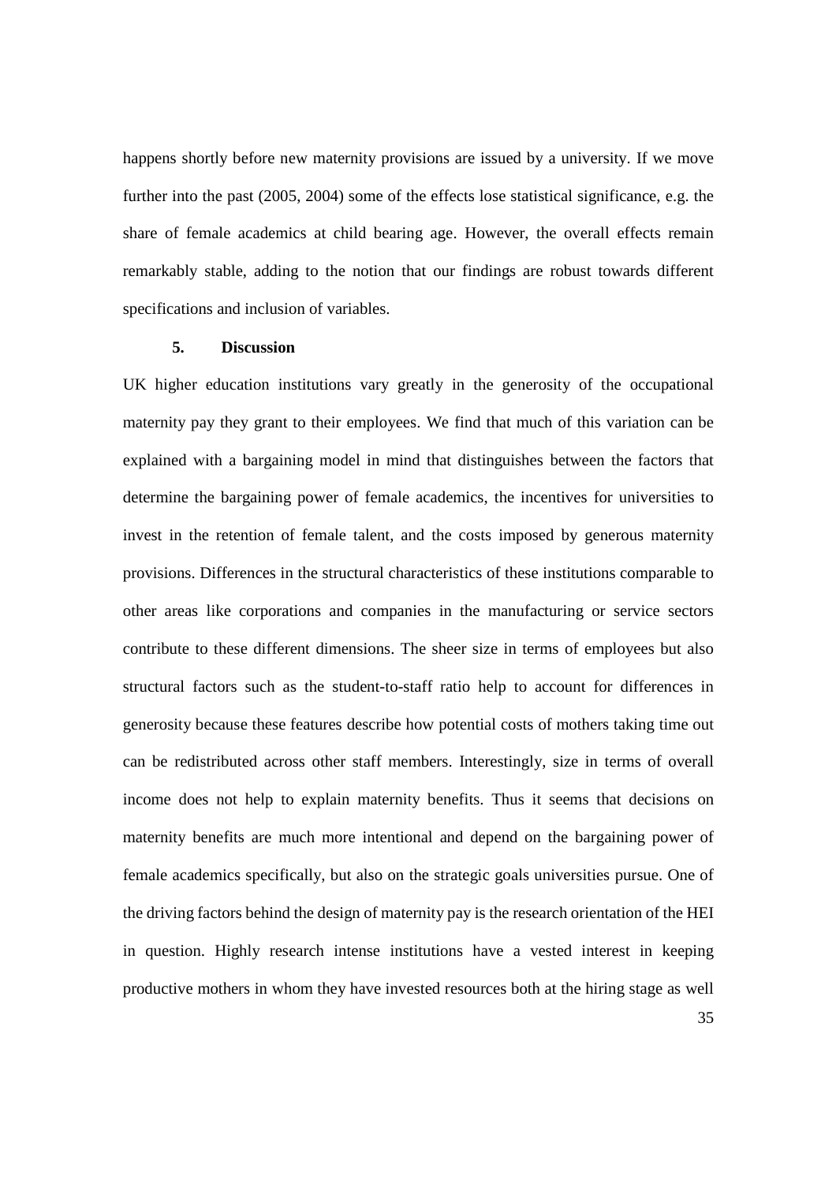happens shortly before new maternity provisions are issued by a university. If we move further into the past (2005, 2004) some of the effects lose statistical significance, e.g. the share of female academics at child bearing age. However, the overall effects remain remarkably stable, adding to the notion that our findings are robust towards different specifications and inclusion of variables.

## 5. Discussion

UK higher education institutions vary greatly in the generosity of the occupational maternity pay they grant to their employees. We find that much of this variation can be explained with a bargaining model in mind that distinguishes between the factors that determine the bargaining power of female academics, the incentives for universities to invest in the retention of female talent, and the costs imposed by generous maternity provisions. Differences in the structural characteristics of these institutions comparable to other areas like corporations and companies in the manufacturing or service sectors contribute to these different dimensions. The sheer size in terms of employees but also structural factors such as the student-to-staff ratio help to account for differences in generosity because these features describe how potential costs of mothers taking time out can be redistributed across other staff members. Interestingly, size in terms of overall income does not help to explain maternity benefits. Thus it seems that decisions on maternity benefits are much more intentional and depend on the bargaining power of female academics specifically, but also on the strategic goals universities pursue. One of the driving factors behind the design of maternity pay is the research orientation of the HEI in question. Highly research intense institutions have a vested interest in keeping productive mothers in whom they have invested resources both at the hiring stage as well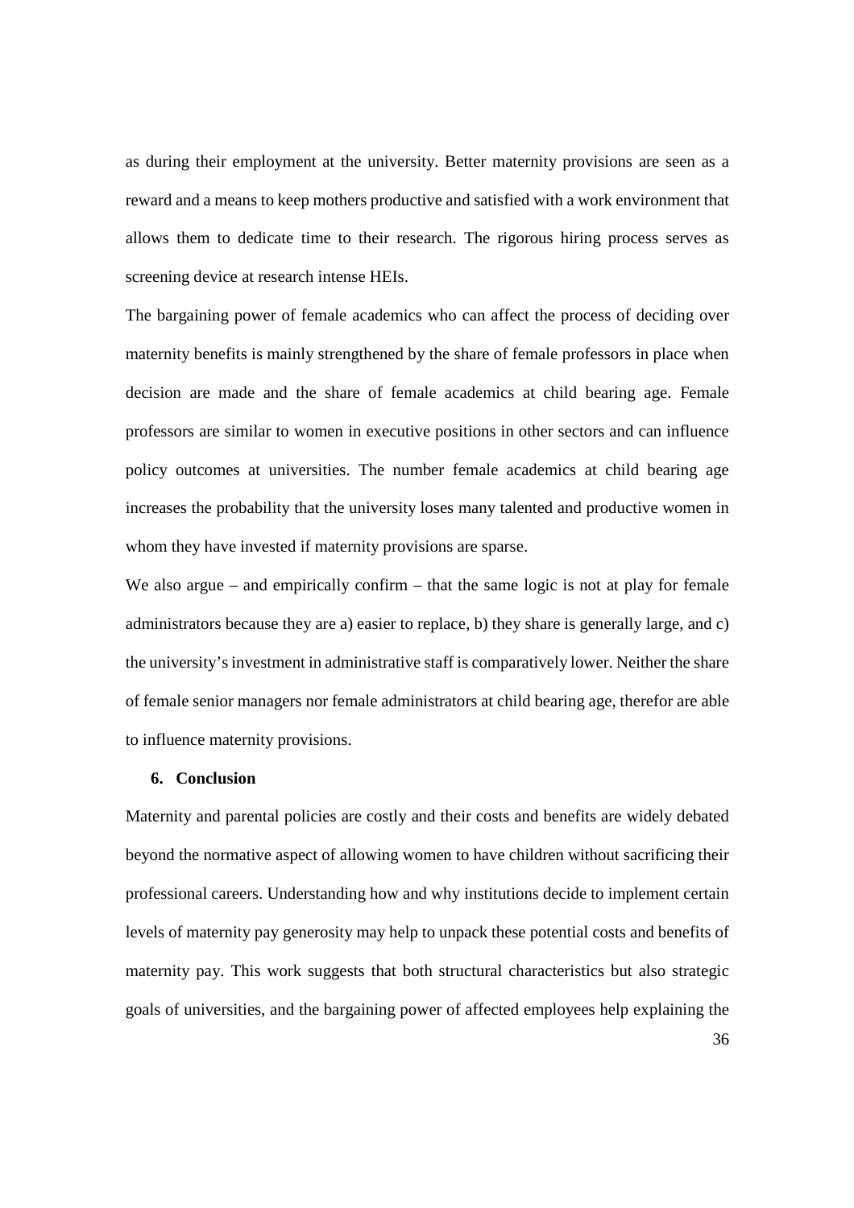as during their employment at the university. Better maternity provisions are seen as a reward and a means to keep mothers productive and satisfied with a work environment that allows them to dedicate time to their research. The rigorous hiring process serves as screening device at research intense HEIs.

The bargaining power of female academics who can affect the process of deciding over maternity benefits is mainly strengthened by the share of female professors in place when decision are made and the share of female academics at child bearing age. Female professors are similar to women in executive positions in other sectors and can influence policy outcomes at universities. The number female academics at child bearing age increases the probability that the university loses many talented and productive women in whom they have invested if maternity provisions are sparse.

We also argue – and empirically confirm – that the same logic is not at play for female administrators because they are a) easier to replace, b) they share is generally large, and c) the university's investment in administrative staff is comparatively lower. Neither the share of female senior managers nor female administrators at child bearing age, therefor are able to influence maternity provisions.

## 6. Conclusion

Maternity and parental policies are costly and their costs and benefits are widely debated beyond the normative aspect of allowing women to have children without sacrificing their professional careers. Understanding how and why institutions decide to implement certain levels of maternity pay generosity may help to unpack these potential costs and benefits of maternity pay. This work suggests that both structural characteristics but also strategic goals of universities, and the bargaining power of affected employees help explaining the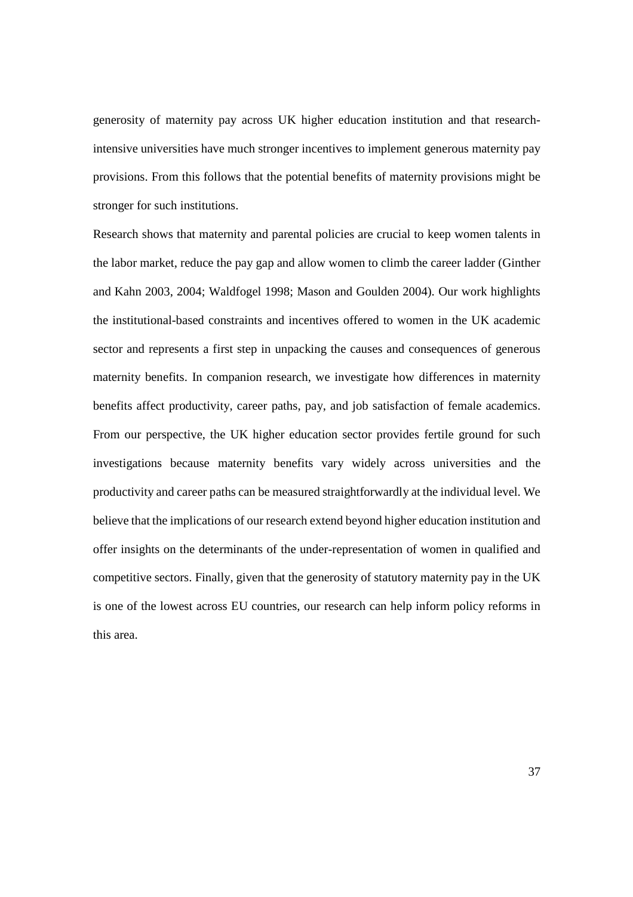generosity of maternity pay across UK higher education institution and that research-intensive universities have much stronger incentives to implement generous maternity pay provisions. From this follows that the potential benefits of maternity provisions might be stronger for such institutions.

Research shows that maternity and parental policies are crucial to keep women talents in the labor market, reduce the pay gap and allow women to climb the career ladder (Ginther and Kahn 2003, 2004; Waldfogel 1998; Mason and Goulden 2004). Our work highlights the institutional-based constraints and incentives offered to women in the UK academic sector and represents a first step in unpacking the causes and consequences of generous maternity benefits. In companion research, we investigate how differences in maternity benefits affect productivity, career paths, pay, and job satisfaction of female academics. From our perspective, the UK higher education sector provides fertile ground for such investigations because maternity benefits vary widely across universities and the productivity and career paths can be measured straightforwardly at the individual level. We believe that the implications of our research extend beyond higher education institution and offer insights on the determinants of the under-representation of women in qualified and competitive sectors. Finally, given that the generosity of statutory maternity pay in the UK is one of the lowest across EU countries, our research can help inform policy reforms in this area.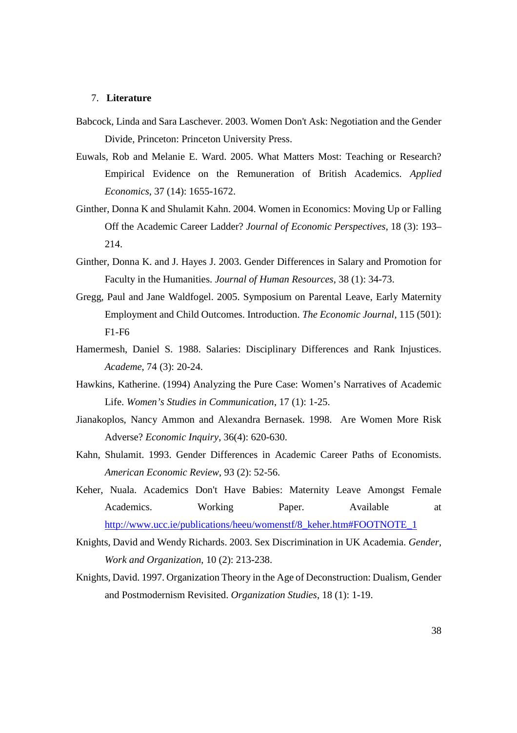## 7. **Literature**

Babcock, Linda and Sara Laschever. 2003. Women Don't Ask: Negotiation and the Gender Divide, Princeton: Princeton University Press.

Euwals, Rob and Melanie E. Ward. 2005. What Matters Most: Teaching or Research? Empirical Evidence on the Remuneration of British Academics. *Applied Economics*, 37 (14): 1655-1672.

Ginther, Donna K and Shulamit Kahn. 2004. Women in Economics: Moving Up or Falling Off the Academic Career Ladder? *Journal of Economic Perspectives*, 18 (3): 193–214.

Ginther, Donna K. and J. Hayes J. 2003. Gender Differences in Salary and Promotion for Faculty in the Humanities. *Journal of Human Resources*, 38 (1): 34-73.

Gregg, Paul and Jane Waldfogel. 2005. Symposium on Parental Leave, Early Maternity Employment and Child Outcomes. Introduction. *The Economic Journal*, 115 (501): F1-F6

Hamermesh, Daniel S. 1988. Salaries: Disciplinary Differences and Rank Injustices. *Academe*, 74 (3): 20-24.

Hawkins, Katherine. (1994) Analyzing the Pure Case: Women's Narratives of Academic Life. *Women's Studies in Communication*, 17 (1): 1-25.

Jianakoplos, Nancy Ammon and Alexandra Bernasek. 1998. Are Women More Risk Adverse? *Economic Inquiry*, 36(4): 620-630.

Kahn, Shulamit. 1993. Gender Differences in Academic Career Paths of Economists. *American Economic Review*, 93 (2): 52-56.

Keher, Nuala. Academics Don't Have Babies: Maternity Leave Amongst Female Academics. Working Paper. Available at http://www.ucc.ie/publications/heeu/womenstf/8_keher.htm#FOOTNOTE_1

Knights, David and Wendy Richards. 2003. Sex Discrimination in UK Academia. *Gender, Work and Organization*, 10 (2): 213-238.

Knights, David. 1997. Organization Theory in the Age of Deconstruction: Dualism, Gender and Postmodernism Revisited. *Organization Studies*, 18 (1): 1-19.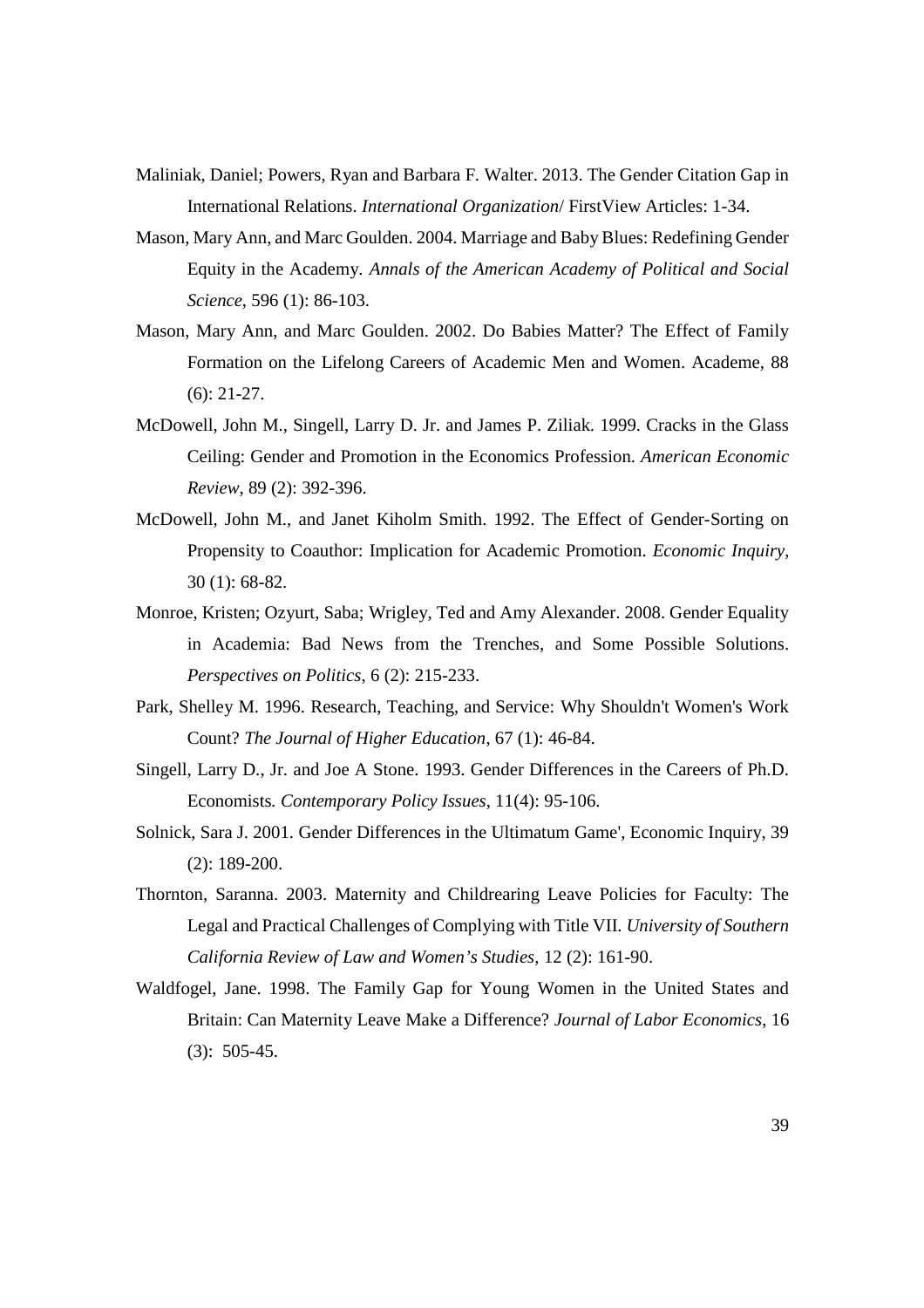Maliniak, Daniel; Powers, Ryan and Barbara F. Walter. 2013. The Gender Citation Gap in International Relations. *International Organization*/ FirstView Articles: 1-34.

Mason, Mary Ann, and Marc Goulden. 2004. Marriage and Baby Blues: Redefining Gender Equity in the Academy. *Annals of the American Academy of Political and Social Science*, 596 (1): 86-103.

Mason, Mary Ann, and Marc Goulden. 2002. Do Babies Matter? The Effect of Family Formation on the Lifelong Careers of Academic Men and Women. Academe, 88 (6): 21-27.

McDowell, John M., Singell, Larry D. Jr. and James P. Ziliak. 1999. Cracks in the Glass Ceiling: Gender and Promotion in the Economics Profession. *American Economic Review*, 89 (2): 392-396.

McDowell, John M., and Janet Kiholm Smith. 1992. The Effect of Gender-Sorting on Propensity to Coauthor: Implication for Academic Promotion. *Economic Inquiry*, 30 (1): 68-82.

Monroe, Kristen; Ozyurt, Saba; Wrigley, Ted and Amy Alexander. 2008. Gender Equality in Academia: Bad News from the Trenches, and Some Possible Solutions. *Perspectives on Politics*, 6 (2): 215-233.

Park, Shelley M. 1996. Research, Teaching, and Service: Why Shouldn't Women's Work Count? *The Journal of Higher Education*, 67 (1): 46-84.

Singell, Larry D., Jr. and Joe A Stone. 1993. Gender Differences in the Careers of Ph.D. Economists*. Contemporary Policy Issues*, 11(4): 95-106.

Solnick, Sara J. 2001. Gender Differences in the Ultimatum Game', Economic Inquiry, 39 (2): 189-200.

Thornton, Saranna. 2003. Maternity and Childrearing Leave Policies for Faculty: The Legal and Practical Challenges of Complying with Title VII. *University of Southern California Review of Law and Women's Studies*, 12 (2): 161-90.

Waldfogel, Jane. 1998. The Family Gap for Young Women in the United States and Britain: Can Maternity Leave Make a Difference? *Journal of Labor Economics*, 16 (3): 505-45.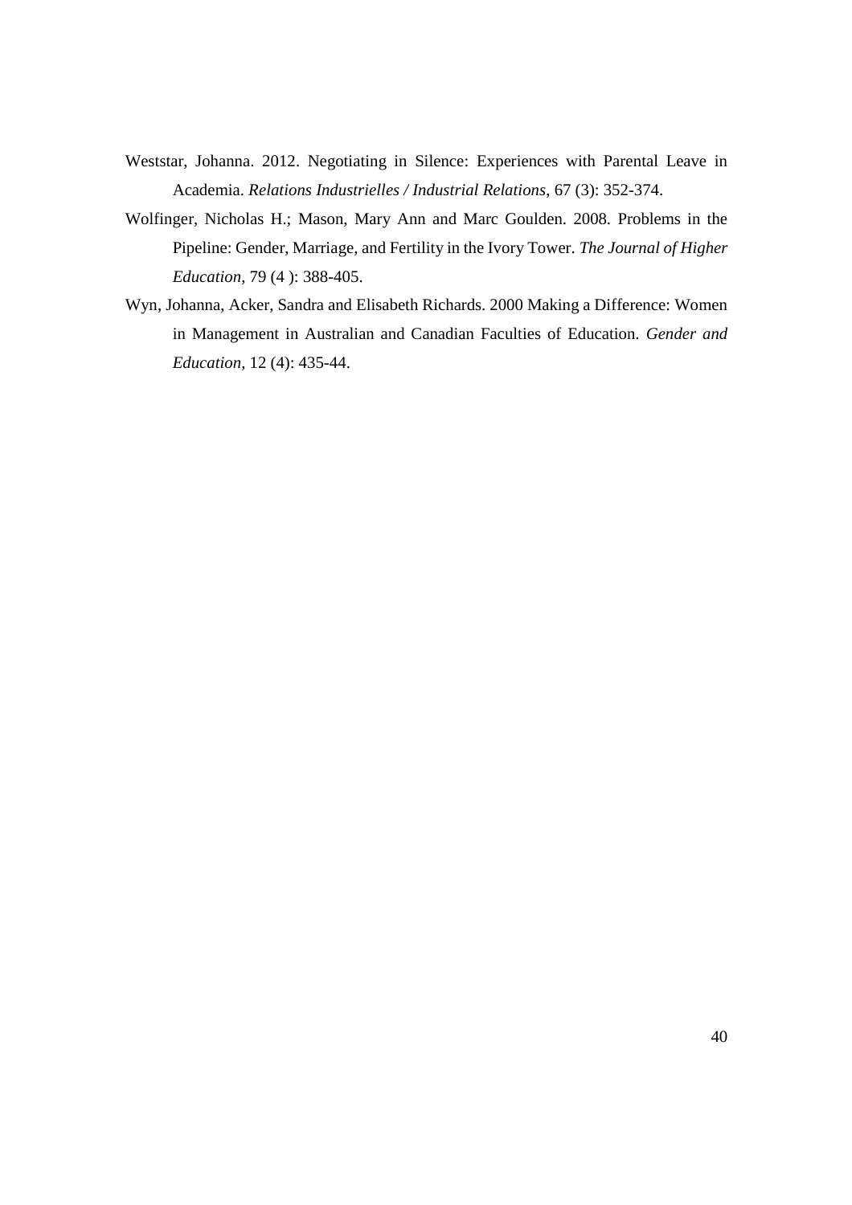Weststar, Johanna. 2012. Negotiating in Silence: Experiences with Parental Leave in Academia. *Relations Industrielles / Industrial Relations*, 67 (3): 352-374.

Wolfinger, Nicholas H.; Mason, Mary Ann and Marc Goulden. 2008. Problems in the Pipeline: Gender, Marriage, and Fertility in the Ivory Tower. *The Journal of Higher Education*, 79 (4 ): 388-405.

Wyn, Johanna, Acker, Sandra and Elisabeth Richards. 2000 Making a Difference: Women in Management in Australian and Canadian Faculties of Education. *Gender and Education*, 12 (4): 435-44.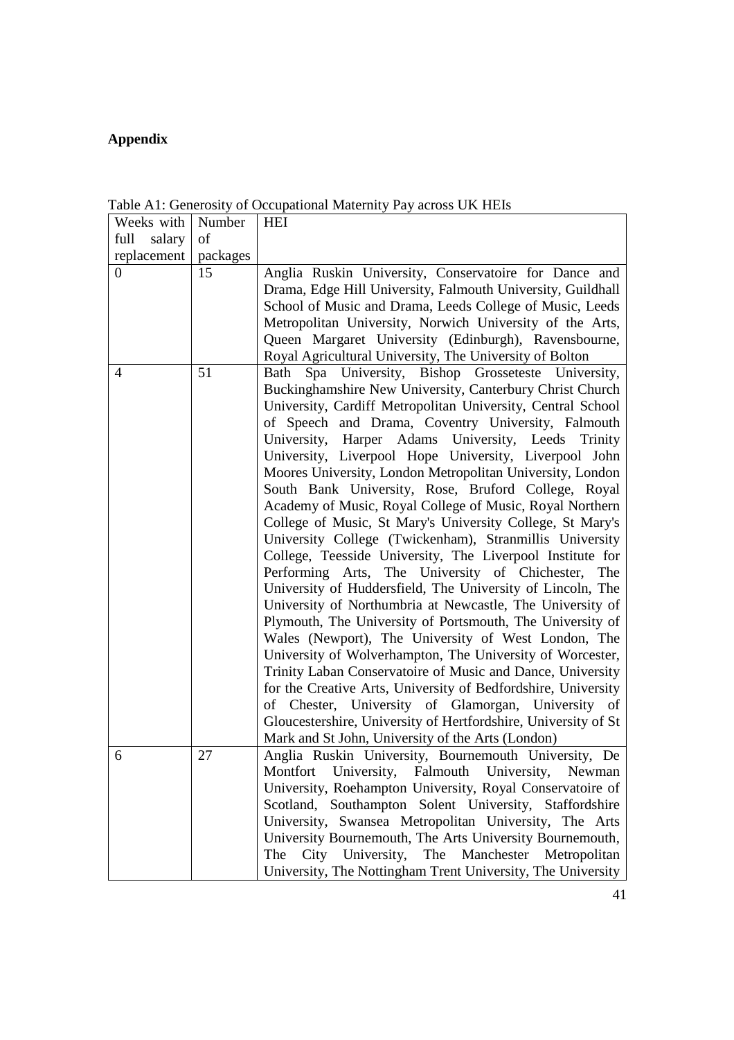**Appendix**

Table A1: Generosity of Occupational Maternity Pay across UK HEIs

| Weeks with full salary replacement | Number of packages | HEI |
|---|---|---|
| 0 | 15 | Anglia Ruskin University, Conservatoire for Dance and Drama, Edge Hill University, Falmouth University, Guildhall School of Music and Drama, Leeds College of Music, Leeds Metropolitan University, Norwich University of the Arts, Queen Margaret University (Edinburgh), Ravensbourne, Royal Agricultural University, The University of Bolton |
| 4 | 51 | Bath Spa University, Bishop Grosseteste University, Buckinghamshire New University, Canterbury Christ Church University, Cardiff Metropolitan University, Central School of Speech and Drama, Coventry University, Falmouth University, Harper Adams University, Leeds Trinity University, Liverpool Hope University, Liverpool John Moores University, London Metropolitan University, London South Bank University, Rose, Bruford College, Royal Academy of Music, Royal College of Music, Royal Northern College of Music, St Mary's University College, St Mary's University College (Twickenham), Stranmillis University College, Teesside University, The Liverpool Institute for Performing Arts, The University of Chichester, The University of Huddersfield, The University of Lincoln, The University of Northumbria at Newcastle, The University of Plymouth, The University of Portsmouth, The University of Wales (Newport), The University of West London, The University of Wolverhampton, The University of Worcester, Trinity Laban Conservatoire of Music and Dance, University for the Creative Arts, University of Bedfordshire, University of Chester, University of Glamorgan, University of Gloucestershire, University of Hertfordshire, University of St Mark and St John, University of the Arts (London) |
| 6 | 27 | Anglia Ruskin University, Bournemouth University, De Montfort University, Falmouth University, Newman University, Roehampton University, Royal Conservatoire of Scotland, Southampton Solent University, Staffordshire University, Swansea Metropolitan University, The Arts University Bournemouth, The Arts University Bournemouth, The City University, The Manchester Metropolitan University, The Nottingham Trent University, The University |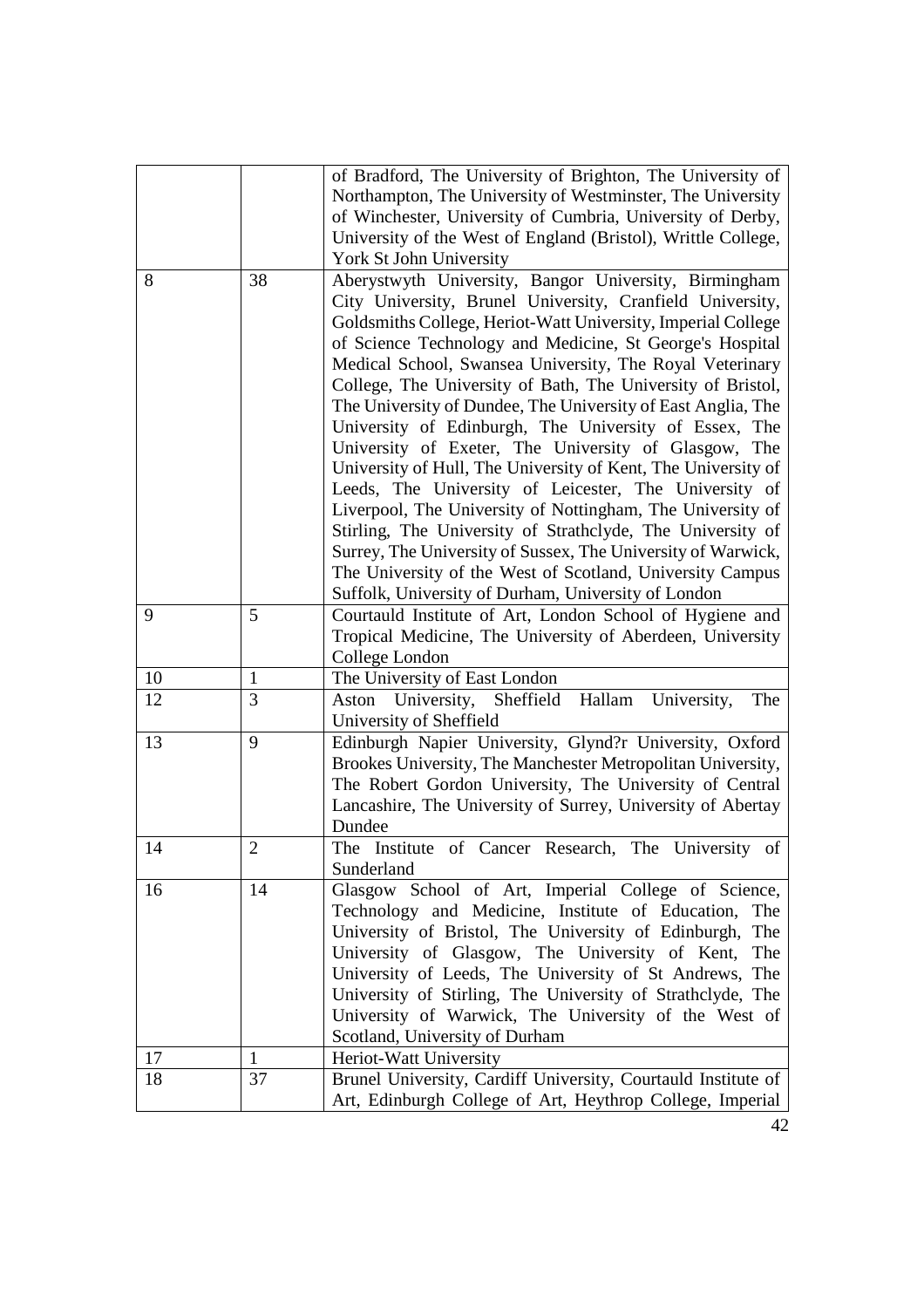| | | |
|---|---|---|
| | | of Bradford, The University of Brighton, The University of Northampton, The University of Westminster, The University of Winchester, University of Cumbria, University of Derby, University of the West of England (Bristol), Writtle College, York St John University |
| 8 | 38 | Aberystwyth University, Bangor University, Birmingham City University, Brunel University, Cranfield University, Goldsmiths College, Heriot-Watt University, Imperial College of Science Technology and Medicine, St George's Hospital Medical School, Swansea University, The Royal Veterinary College, The University of Bath, The University of Bristol, The University of Dundee, The University of East Anglia, The University of Edinburgh, The University of Essex, The University of Exeter, The University of Glasgow, The University of Hull, The University of Kent, The University of Leeds, The University of Leicester, The University of Liverpool, The University of Nottingham, The University of Stirling, The University of Strathclyde, The University of Surrey, The University of Sussex, The University of Warwick, The University of the West of Scotland, University Campus Suffolk, University of Durham, University of London |
| 9 | 5 | Courtauld Institute of Art, London School of Hygiene and Tropical Medicine, The University of Aberdeen, University College London |
| 10 | 1 | The University of East London |
| 12 | 3 | Aston University, Sheffield Hallam University, The University of Sheffield |
| 13 | 9 | Edinburgh Napier University, Glynd?r University, Oxford Brookes University, The Manchester Metropolitan University, The Robert Gordon University, The University of Central Lancashire, The University of Surrey, University of Abertay Dundee |
| 14 | 2 | The Institute of Cancer Research, The University of Sunderland |
| 16 | 14 | Glasgow School of Art, Imperial College of Science, Technology and Medicine, Institute of Education, The University of Bristol, The University of Edinburgh, The University of Glasgow, The University of Kent, The University of Leeds, The University of St Andrews, The University of Stirling, The University of Strathclyde, The University of Warwick, The University of the West of Scotland, University of Durham |
| 17 | 1 | Heriot-Watt University |
| 18 | 37 | Brunel University, Cardiff University, Courtauld Institute of Art, Edinburgh College of Art, Heythrop College, Imperial |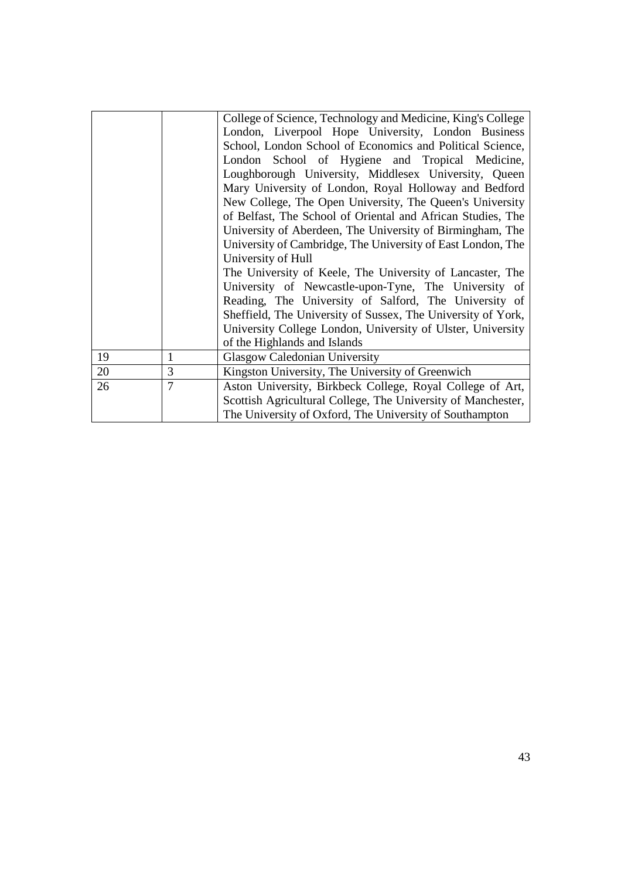| | | |
|---|---|---|
| | | College of Science, Technology and Medicine, King's College London, Liverpool Hope University, London Business School, London School of Economics and Political Science, London School of Hygiene and Tropical Medicine, Loughborough University, Middlesex University, Queen Mary University of London, Royal Holloway and Bedford New College, The Open University, The Queen's University of Belfast, The School of Oriental and African Studies, The University of Aberdeen, The University of Birmingham, The University of Cambridge, The University of East London, The University of Hull The University of Keele, The University of Lancaster, The University of Newcastle-upon-Tyne, The University of Reading, The University of Salford, The University of Sheffield, The University of Sussex, The University of York, University College London, University of Ulster, University of the Highlands and Islands |
| 19 | 1 | Glasgow Caledonian University |
| 20 | 3 | Kingston University, The University of Greenwich |
| 26 | 7 | Aston University, Birkbeck College, Royal College of Art, Scottish Agricultural College, The University of Manchester, The University of Oxford, The University of Southampton |